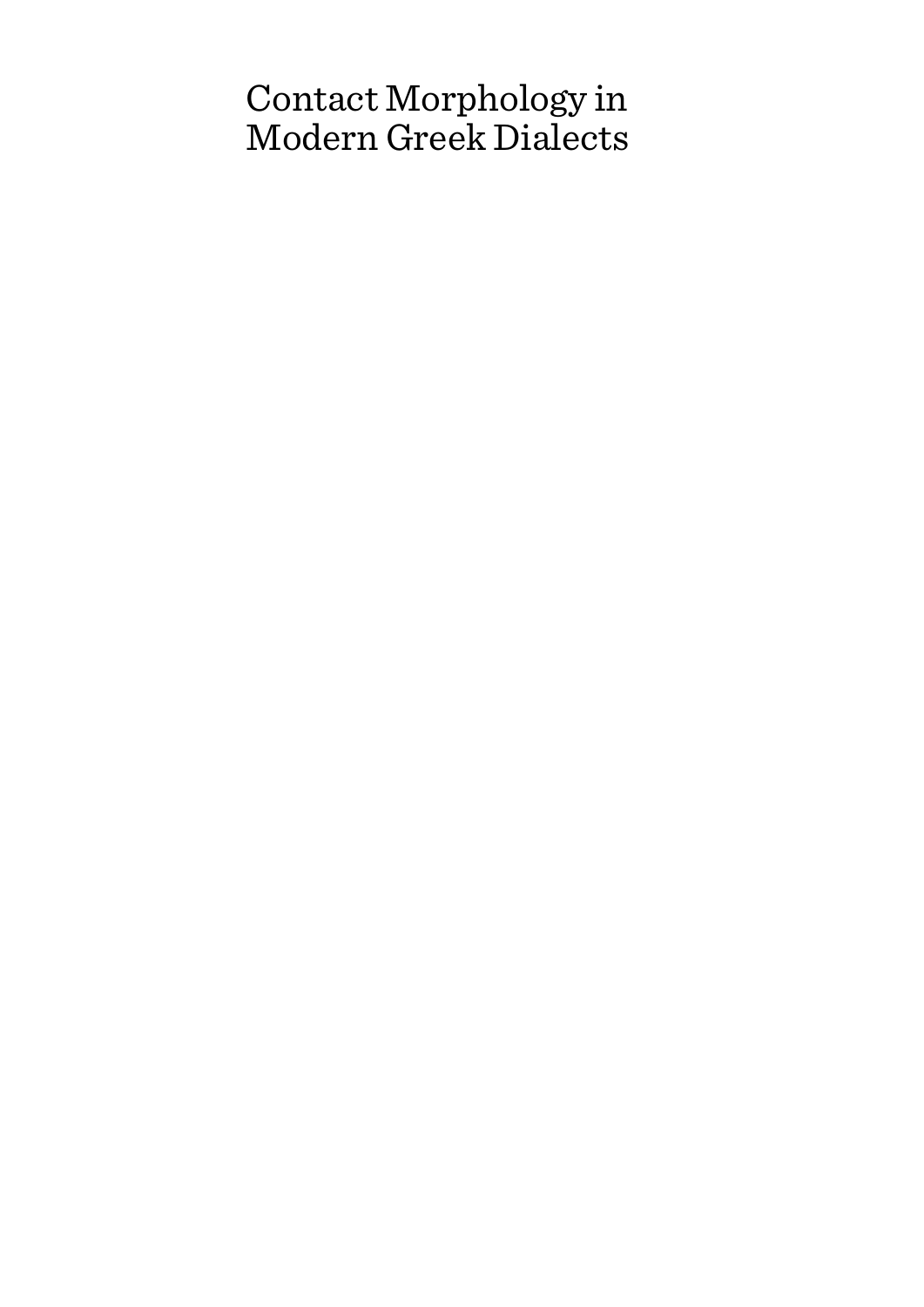# Contact Morphology in Modern Greek Dialects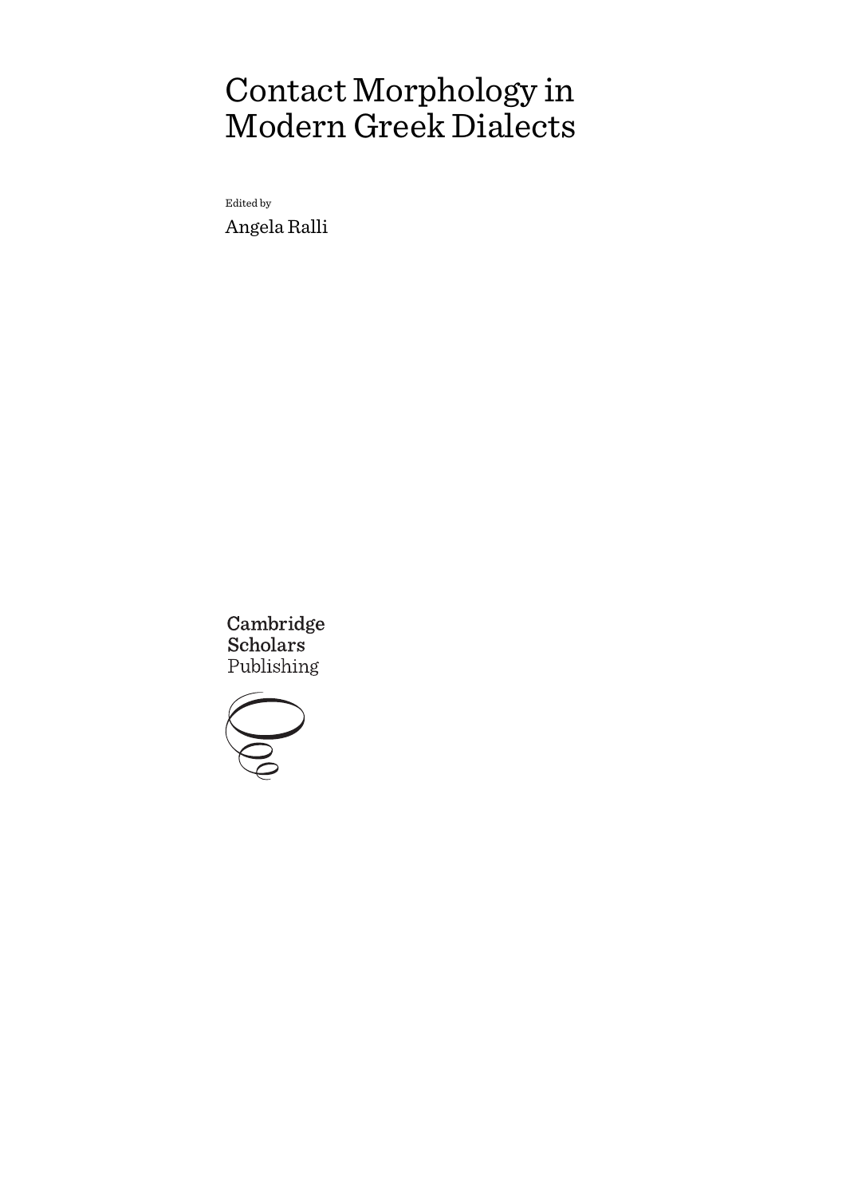# Contact Morphology in Modern Greek Dialects

Edited by

Angela Ralli

Cambridge Scholars Publishing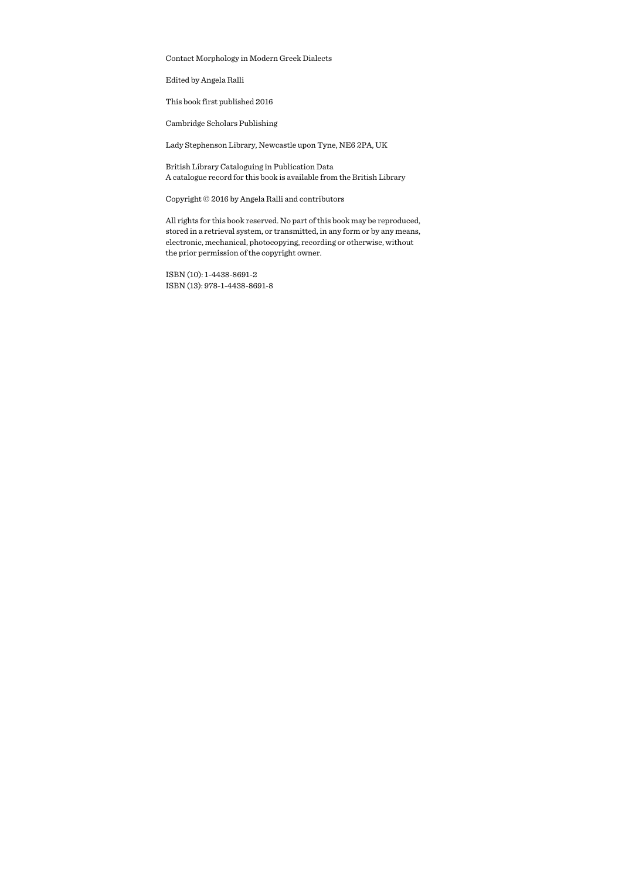Contact Morphology in Modern Greek Dialects

Edited by Angela Ralli

This book first published 2016

Cambridge Scholars Publishing

Lady Stephenson Library, Newcastle upon Tyne, NE6 2PA, UK

British Library Cataloguing in Publication Data
A catalogue record for this book is available from the British Library

Copyright © 2016 by Angela Ralli and contributors

All rights for this book reserved. No part of this book may be reproduced, stored in a retrieval system, or transmitted, in any form or by any means, electronic, mechanical, photocopying, recording or otherwise, without the prior permission of the copyright owner.

ISBN (10): 1-4438-8691-2
ISBN (13): 978-1-4438-8691-8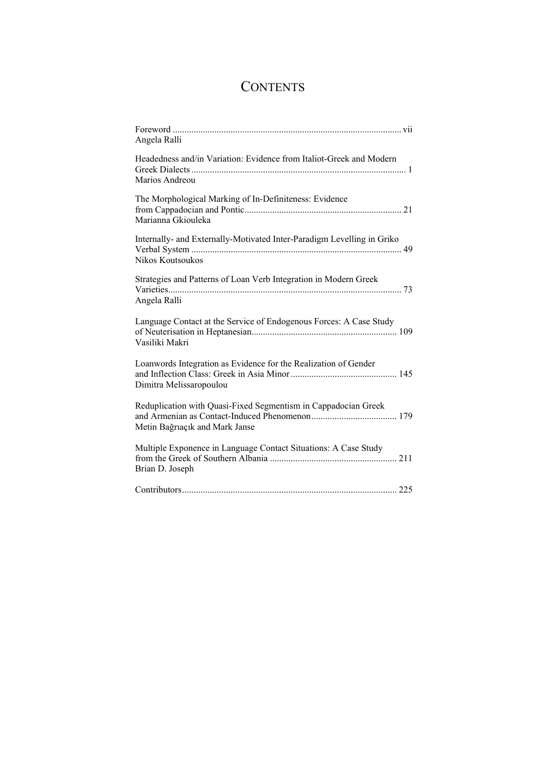# Contents

Foreword ..... vii
Angela Ralli

Headedness and/in Variation: Evidence from Italiot-Greek and Modern Greek Dialects ..... 1
Marios Andreou

The Morphological Marking of In-Definiteness: Evidence from Cappadocian and Pontic ..... 21
Marianna Gkiouleka

Internally- and Externally-Motivated Inter-Paradigm Levelling in Griko Verbal System ..... 49
Nikos Koutsoukos

Strategies and Patterns of Loan Verb Integration in Modern Greek Varieties ..... 73
Angela Ralli

Language Contact at the Service of Endogenous Forces: A Case Study of Neuterisation in Heptanesian ..... 109
Vasiliki Makri

Loanwords Integration as Evidence for the Realization of Gender and Inflection Class: Greek in Asia Minor ..... 145
Dimitra Melissaropoulou

Reduplication with Quasi-Fixed Segmentism in Cappadocian Greek and Armenian as Contact-Induced Phenomenon ..... 179
Metin Bağrıaçık and Mark Janse

Multiple Exponence in Language Contact Situations: A Case Study from the Greek of Southern Albania ..... 211
Brian D. Joseph

Contributors ..... 225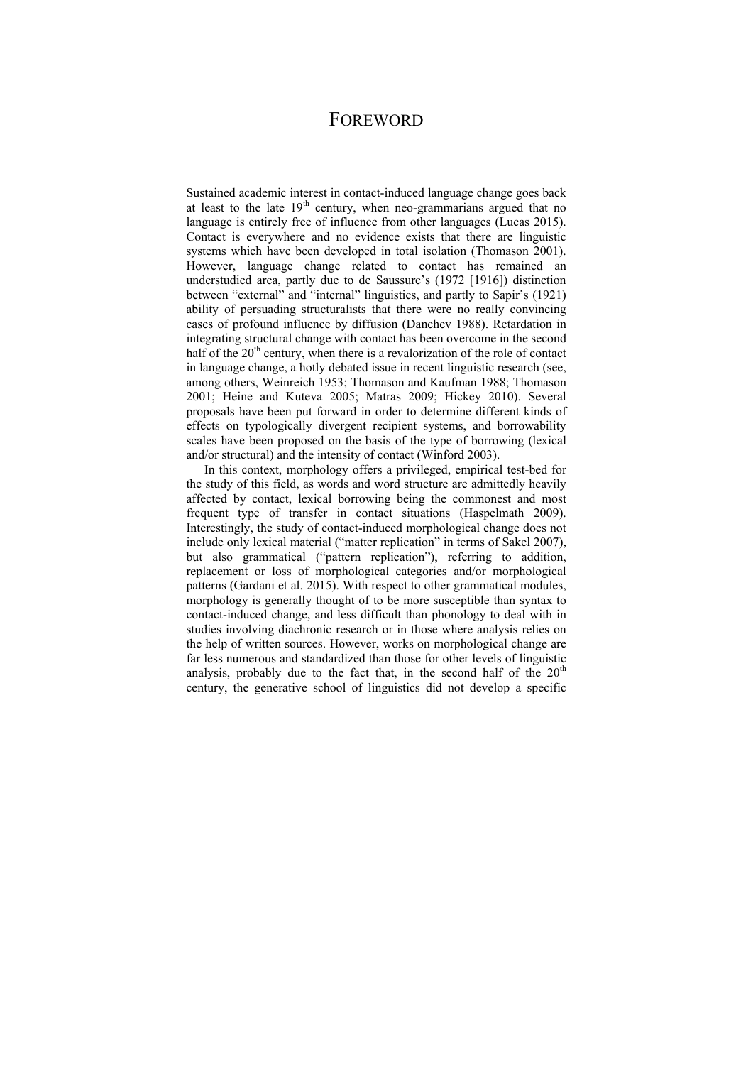# FOREWORD

Sustained academic interest in contact-induced language change goes back at least to the late 19$^{th}$ century, when neo-grammarians argued that no language is entirely free of influence from other languages (Lucas 2015). Contact is everywhere and no evidence exists that there are linguistic systems which have been developed in total isolation (Thomason 2001). However, language change related to contact has remained an understudied area, partly due to de Saussure's (1972 [1916]) distinction between "external" and "internal" linguistics, and partly to Sapir's (1921) ability of persuading structuralists that there were no really convincing cases of profound influence by diffusion (Danchev 1988). Retardation in integrating structural change with contact has been overcome in the second half of the 20$^{th}$ century, when there is a revalorization of the role of contact in language change, a hotly debated issue in recent linguistic research (see, among others, Weinreich 1953; Thomason and Kaufman 1988; Thomason 2001; Heine and Kuteva 2005; Matras 2009; Hickey 2010). Several proposals have been put forward in order to determine different kinds of effects on typologically divergent recipient systems, and borrowability scales have been proposed on the basis of the type of borrowing (lexical and/or structural) and the intensity of contact (Winford 2003).

In this context, morphology offers a privileged, empirical test-bed for the study of this field, as words and word structure are admittedly heavily affected by contact, lexical borrowing being the commonest and most frequent type of transfer in contact situations (Haspelmath 2009). Interestingly, the study of contact-induced morphological change does not include only lexical material ("matter replication" in terms of Sakel 2007), but also grammatical ("pattern replication"), referring to addition, replacement or loss of morphological categories and/or morphological patterns (Gardani et al. 2015). With respect to other grammatical modules, morphology is generally thought of to be more susceptible than syntax to contact-induced change, and less difficult than phonology to deal with in studies involving diachronic research or in those where analysis relies on the help of written sources. However, works on morphological change are far less numerous and standardized than those for other levels of linguistic analysis, probably due to the fact that, in the second half of the 20$^{th}$ century, the generative school of linguistics did not develop a specific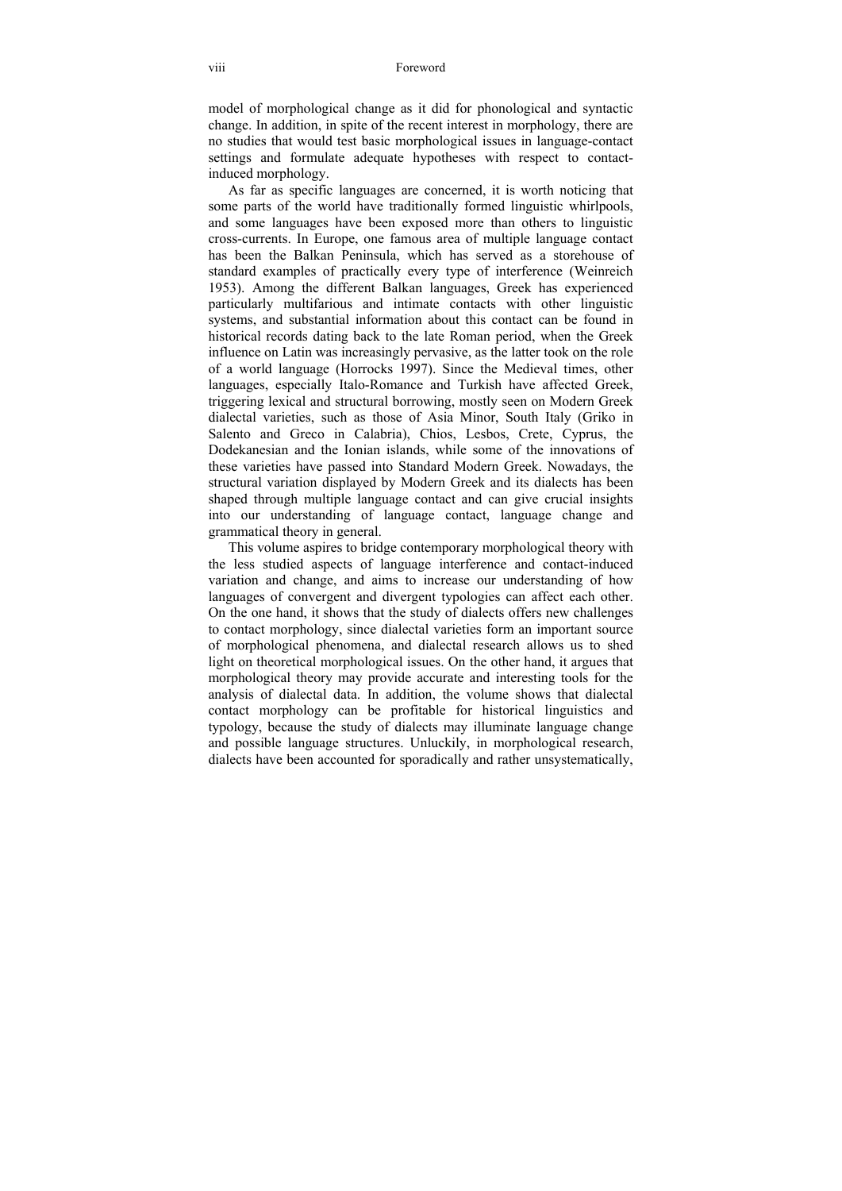model of morphological change as it did for phonological and syntactic change. In addition, in spite of the recent interest in morphology, there are no studies that would test basic morphological issues in language-contact settings and formulate adequate hypotheses with respect to contact-induced morphology.

As far as specific languages are concerned, it is worth noticing that some parts of the world have traditionally formed linguistic whirlpools, and some languages have been exposed more than others to linguistic cross-currents. In Europe, one famous area of multiple language contact has been the Balkan Peninsula, which has served as a storehouse of standard examples of practically every type of interference (Weinreich 1953). Among the different Balkan languages, Greek has experienced particularly multifarious and intimate contacts with other linguistic systems, and substantial information about this contact can be found in historical records dating back to the late Roman period, when the Greek influence on Latin was increasingly pervasive, as the latter took on the role of a world language (Horrocks 1997). Since the Medieval times, other languages, especially Italo-Romance and Turkish have affected Greek, triggering lexical and structural borrowing, mostly seen on Modern Greek dialectal varieties, such as those of Asia Minor, South Italy (Griko in Salento and Greco in Calabria), Chios, Lesbos, Crete, Cyprus, the Dodekanesian and the Ionian islands, while some of the innovations of these varieties have passed into Standard Modern Greek. Nowadays, the structural variation displayed by Modern Greek and its dialects has been shaped through multiple language contact and can give crucial insights into our understanding of language contact, language change and grammatical theory in general.

This volume aspires to bridge contemporary morphological theory with the less studied aspects of language interference and contact-induced variation and change, and aims to increase our understanding of how languages of convergent and divergent typologies can affect each other. On the one hand, it shows that the study of dialects offers new challenges to contact morphology, since dialectal varieties form an important source of morphological phenomena, and dialectal research allows us to shed light on theoretical morphological issues. On the other hand, it argues that morphological theory may provide accurate and interesting tools for the analysis of dialectal data. In addition, the volume shows that dialectal contact morphology can be profitable for historical linguistics and typology, because the study of dialects may illuminate language change and possible language structures. Unluckily, in morphological research, dialects have been accounted for sporadically and rather unsystematically,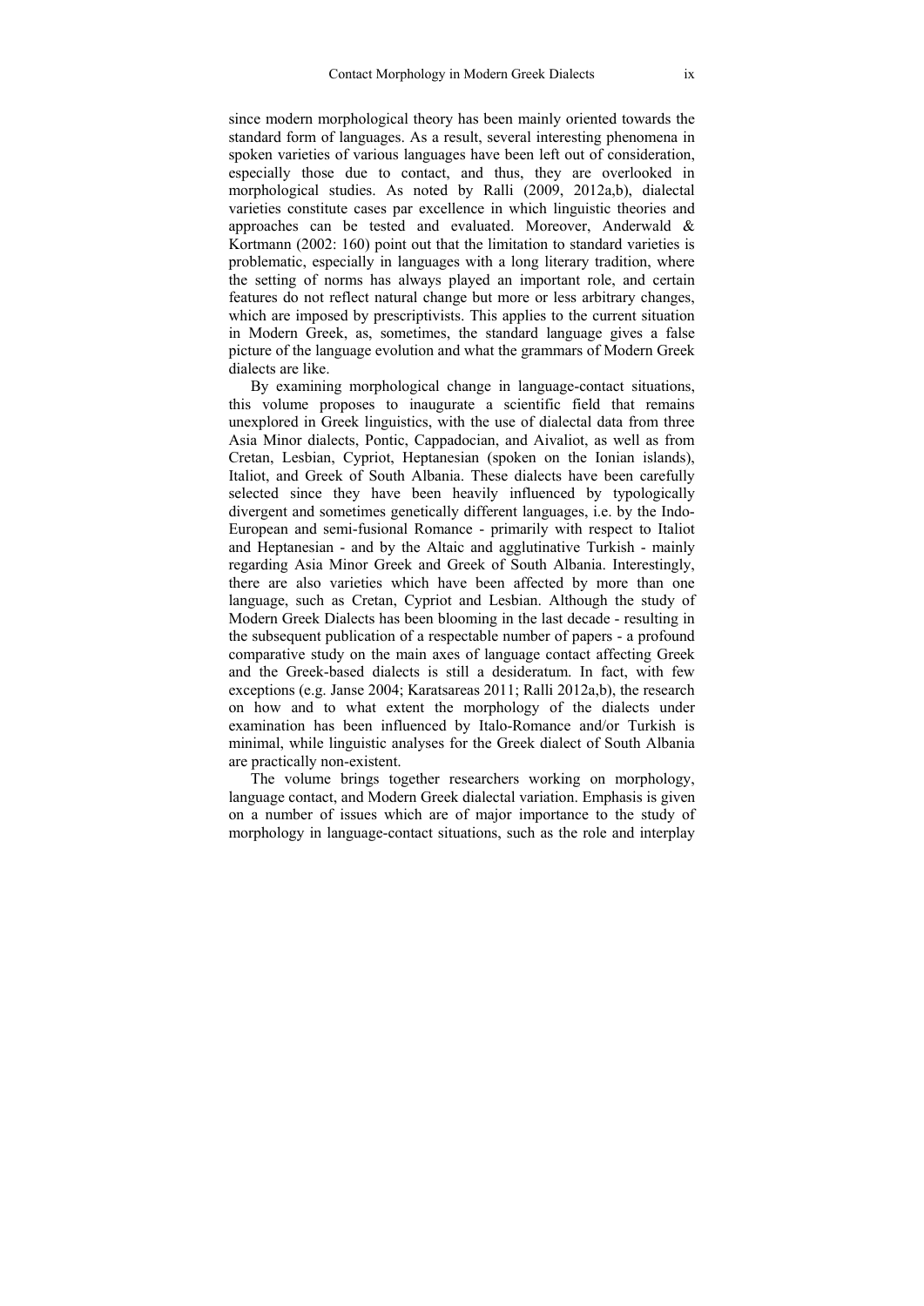since modern morphological theory has been mainly oriented towards the standard form of languages. As a result, several interesting phenomena in spoken varieties of various languages have been left out of consideration, especially those due to contact, and thus, they are overlooked in morphological studies. As noted by Ralli (2009, 2012a,b), dialectal varieties constitute cases par excellence in which linguistic theories and approaches can be tested and evaluated. Moreover, Anderwald & Kortmann (2002: 160) point out that the limitation to standard varieties is problematic, especially in languages with a long literary tradition, where the setting of norms has always played an important role, and certain features do not reflect natural change but more or less arbitrary changes, which are imposed by prescriptivists. This applies to the current situation in Modern Greek, as, sometimes, the standard language gives a false picture of the language evolution and what the grammars of Modern Greek dialects are like.

By examining morphological change in language-contact situations, this volume proposes to inaugurate a scientific field that remains unexplored in Greek linguistics, with the use of dialectal data from three Asia Minor dialects, Pontic, Cappadocian, and Aivaliot, as well as from Cretan, Lesbian, Cypriot, Heptanesian (spoken on the Ionian islands), Italiot, and Greek of South Albania. These dialects have been carefully selected since they have been heavily influenced by typologically divergent and sometimes genetically different languages, i.e. by the Indo-European and semi-fusional Romance - primarily with respect to Italiot and Heptanesian - and by the Altaic and agglutinative Turkish - mainly regarding Asia Minor Greek and Greek of South Albania. Interestingly, there are also varieties which have been affected by more than one language, such as Cretan, Cypriot and Lesbian. Although the study of Modern Greek Dialects has been blooming in the last decade - resulting in the subsequent publication of a respectable number of papers - a profound comparative study on the main axes of language contact affecting Greek and the Greek-based dialects is still a desideratum. In fact, with few exceptions (e.g. Janse 2004; Karatsareas 2011; Ralli 2012a,b), the research on how and to what extent the morphology of the dialects under examination has been influenced by Italo-Romance and/or Turkish is minimal, while linguistic analyses for the Greek dialect of South Albania are practically non-existent.

The volume brings together researchers working on morphology, language contact, and Modern Greek dialectal variation. Emphasis is given on a number of issues which are of major importance to the study of morphology in language-contact situations, such as the role and interplay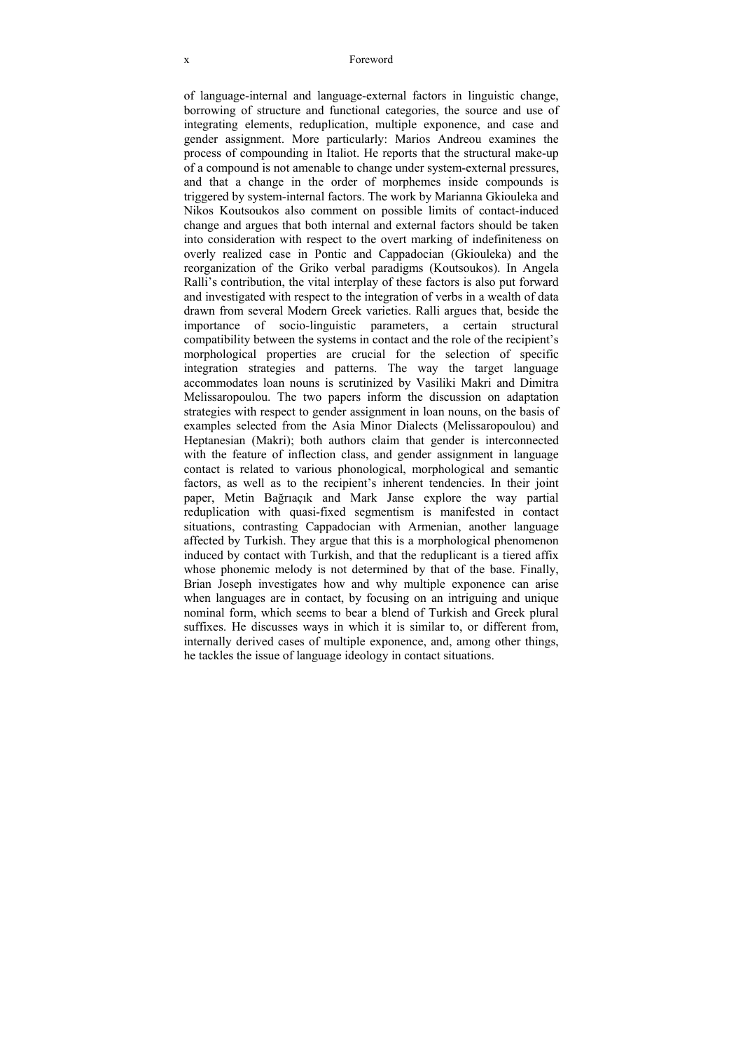of language-internal and language-external factors in linguistic change, borrowing of structure and functional categories, the source and use of integrating elements, reduplication, multiple exponence, and case and gender assignment. More particularly: Marios Andreou examines the process of compounding in Italiot. He reports that the structural make-up of a compound is not amenable to change under system-external pressures, and that a change in the order of morphemes inside compounds is triggered by system-internal factors. The work by Marianna Gkiouleka and Nikos Koutsoukos also comment on possible limits of contact-induced change and argues that both internal and external factors should be taken into consideration with respect to the overt marking of indefiniteness on overly realized case in Pontic and Cappadocian (Gkiouleka) and the reorganization of the Griko verbal paradigms (Koutsoukos). In Angela Ralli's contribution, the vital interplay of these factors is also put forward and investigated with respect to the integration of verbs in a wealth of data drawn from several Modern Greek varieties. Ralli argues that, beside the importance of socio-linguistic parameters, a certain structural compatibility between the systems in contact and the role of the recipient's morphological properties are crucial for the selection of specific integration strategies and patterns. The way the target language accommodates loan nouns is scrutinized by Vasiliki Makri and Dimitra Melissaropoulou. The two papers inform the discussion on adaptation strategies with respect to gender assignment in loan nouns, on the basis of examples selected from the Asia Minor Dialects (Melissaropoulou) and Heptanesian (Makri); both authors claim that gender is interconnected with the feature of inflection class, and gender assignment in language contact is related to various phonological, morphological and semantic factors, as well as to the recipient's inherent tendencies. In their joint paper, Metin Bağrıaçık and Mark Janse explore the way partial reduplication with quasi-fixed segmentism is manifested in contact situations, contrasting Cappadocian with Armenian, another language affected by Turkish. They argue that this is a morphological phenomenon induced by contact with Turkish, and that the reduplicant is a tiered affix whose phonemic melody is not determined by that of the base. Finally, Brian Joseph investigates how and why multiple exponence can arise when languages are in contact, by focusing on an intriguing and unique nominal form, which seems to bear a blend of Turkish and Greek plural suffixes. He discusses ways in which it is similar to, or different from, internally derived cases of multiple exponence, and, among other things, he tackles the issue of language ideology in contact situations.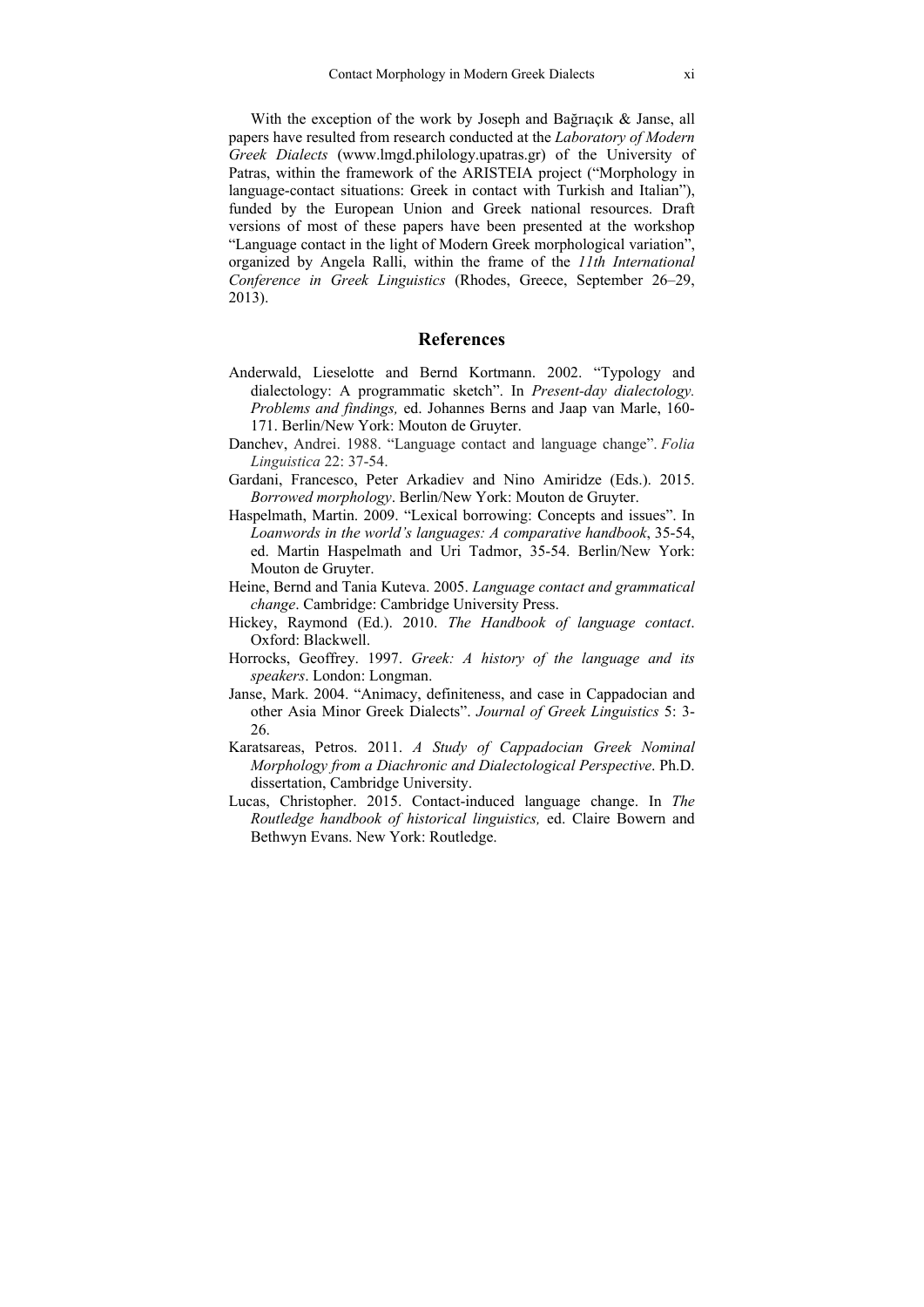With the exception of the work by Joseph and Bağrıaçık & Janse, all papers have resulted from research conducted at the *Laboratory of Modern Greek Dialects* (www.lmgd.philology.upatras.gr) of the University of Patras, within the framework of the ARISTEIA project ("Morphology in language-contact situations: Greek in contact with Turkish and Italian"), funded by the European Union and Greek national resources. Draft versions of most of these papers have been presented at the workshop "Language contact in the light of Modern Greek morphological variation", organized by Angela Ralli, within the frame of the *11th International Conference in Greek Linguistics* (Rhodes, Greece, September 26–29, 2013).

## References

Anderwald, Lieselotte and Bernd Kortmann. 2002. "Typology and dialectology: A programmatic sketch". In *Present-day dialectology. Problems and findings,* ed. Johannes Berns and Jaap van Marle, 160-171. Berlin/New York: Mouton de Gruyter.

Danchev, Andrei. 1988. "Language contact and language change". *Folia Linguistica* 22: 37-54.

Gardani, Francesco, Peter Arkadiev and Nino Amiridze (Eds.). 2015. *Borrowed morphology*. Berlin/New York: Mouton de Gruyter.

Haspelmath, Martin. 2009. "Lexical borrowing: Concepts and issues". In *Loanwords in the world's languages: A comparative handbook*, 35-54, ed. Martin Haspelmath and Uri Tadmor, 35-54. Berlin/New York: Mouton de Gruyter.

Heine, Bernd and Tania Kuteva. 2005. *Language contact and grammatical change*. Cambridge: Cambridge University Press.

Hickey, Raymond (Ed.). 2010. *The Handbook of language contact*. Oxford: Blackwell.

Horrocks, Geoffrey. 1997. *Greek: A history of the language and its speakers*. London: Longman.

Janse, Mark. 2004. "Animacy, definiteness, and case in Cappadocian and other Asia Minor Greek Dialects". *Journal of Greek Linguistics* 5: 3-26.

Karatsareas, Petros. 2011. *A Study of Cappadocian Greek Nominal Morphology from a Diachronic and Dialectological Perspective*. Ph.D. dissertation, Cambridge University.

Lucas, Christopher. 2015. Contact-induced language change. In *The Routledge handbook of historical linguistics,* ed. Claire Bowern and Bethwyn Evans. New York: Routledge.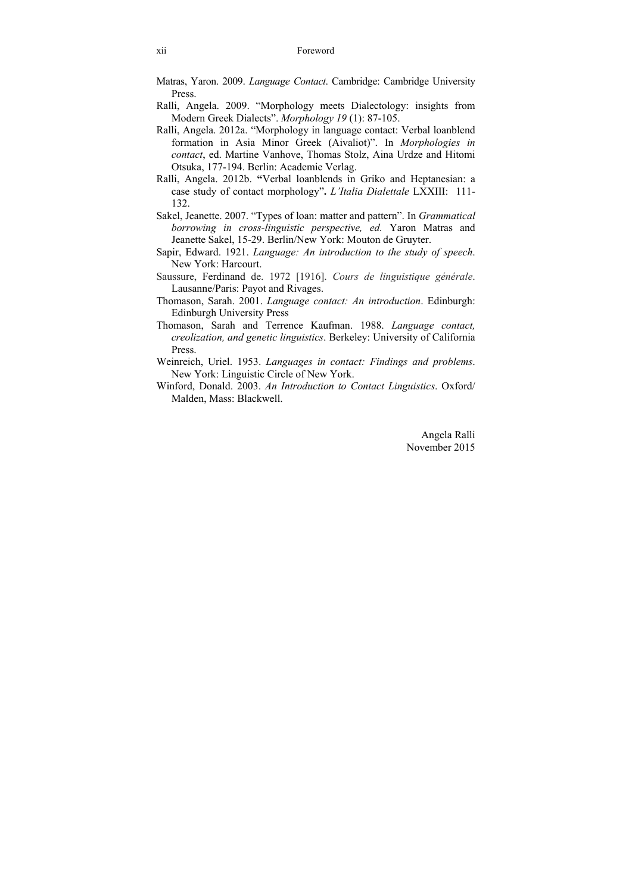Matras, Yaron. 2009. *Language Contact*. Cambridge: Cambridge University Press.

Ralli, Angela. 2009. "Morphology meets Dialectology: insights from Modern Greek Dialects". *Morphology 19* (1): 87-105.

Ralli, Angela. 2012a. "Morphology in language contact: Verbal loanblend formation in Asia Minor Greek (Aivaliot)". In *Morphologies in contact*, ed. Martine Vanhove, Thomas Stolz, Aina Urdze and Hitomi Otsuka, 177-194. Berlin: Academie Verlag.

Ralli, Angela. 2012b. **"**Verbal loanblends in Griko and Heptanesian: a case study of contact morphology"**.** *L'Italia Dialettale* LXXIII: 111-132.

Sakel, Jeanette. 2007. "Types of loan: matter and pattern". In *Grammatical borrowing in cross-linguistic perspective, ed.* Yaron Matras and Jeanette Sakel, 15-29. Berlin/New York: Mouton de Gruyter.

Sapir, Edward. 1921. *Language: An introduction to the study of speech*. New York: Harcourt.

Saussure, Ferdinand de. 1972 [1916]. *Cours de linguistique générale*. Lausanne/Paris: Payot and Rivages.

Thomason, Sarah. 2001. *Language contact: An introduction*. Edinburgh: Edinburgh University Press

Thomason, Sarah and Terrence Kaufman. 1988. *Language contact, creolization, and genetic linguistics*. Berkeley: University of California Press.

Weinreich, Uriel. 1953. *Languages in contact: Findings and problems*. New York: Linguistic Circle of New York.

Winford, Donald. 2003. *An Introduction to Contact Linguistics*. Oxford/ Malden, Mass: Blackwell.

Angela Ralli
November 2015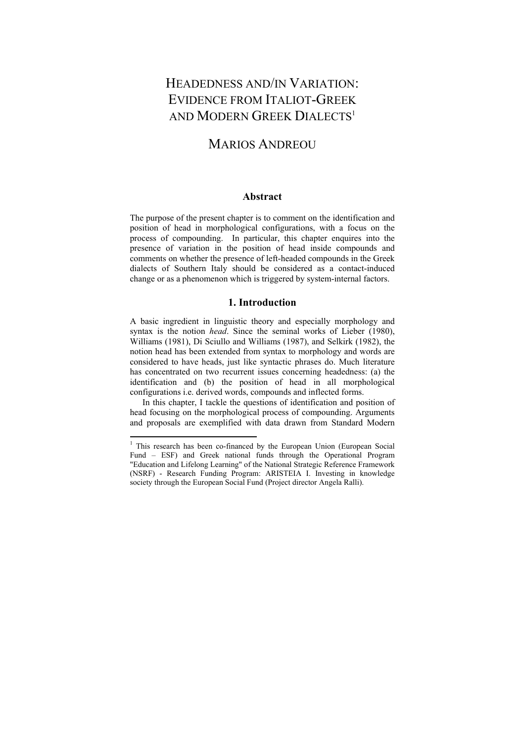# HEADEDNESS AND/IN VARIATION: EVIDENCE FROM ITALIOT-GREEK AND MODERN GREEK DIALECTS[1]

## MARIOS ANDREOU

### Abstract

The purpose of the present chapter is to comment on the identification and position of head in morphological configurations, with a focus on the process of compounding. In particular, this chapter enquires into the presence of variation in the position of head inside compounds and comments on whether the presence of left-headed compounds in the Greek dialects of Southern Italy should be considered as a contact-induced change or as a phenomenon which is triggered by system-internal factors.

### 1. Introduction

A basic ingredient in linguistic theory and especially morphology and syntax is the notion *head*. Since the seminal works of Lieber (1980), Williams (1981), Di Sciullo and Williams (1987), and Selkirk (1982), the notion head has been extended from syntax to morphology and words are considered to have heads, just like syntactic phrases do. Much literature has concentrated on two recurrent issues concerning headedness: (a) the identification and (b) the position of head in all morphological configurations i.e. derived words, compounds and inflected forms.

In this chapter, I tackle the questions of identification and position of head focusing on the morphological process of compounding. Arguments and proposals are exemplified with data drawn from Standard Modern

[1] This research has been co-financed by the European Union (European Social Fund – ESF) and Greek national funds through the Operational Program "Education and Lifelong Learning" of the National Strategic Reference Framework (NSRF) - Research Funding Program: ARISTEIA I. Investing in knowledge society through the European Social Fund (Project director Angela Ralli).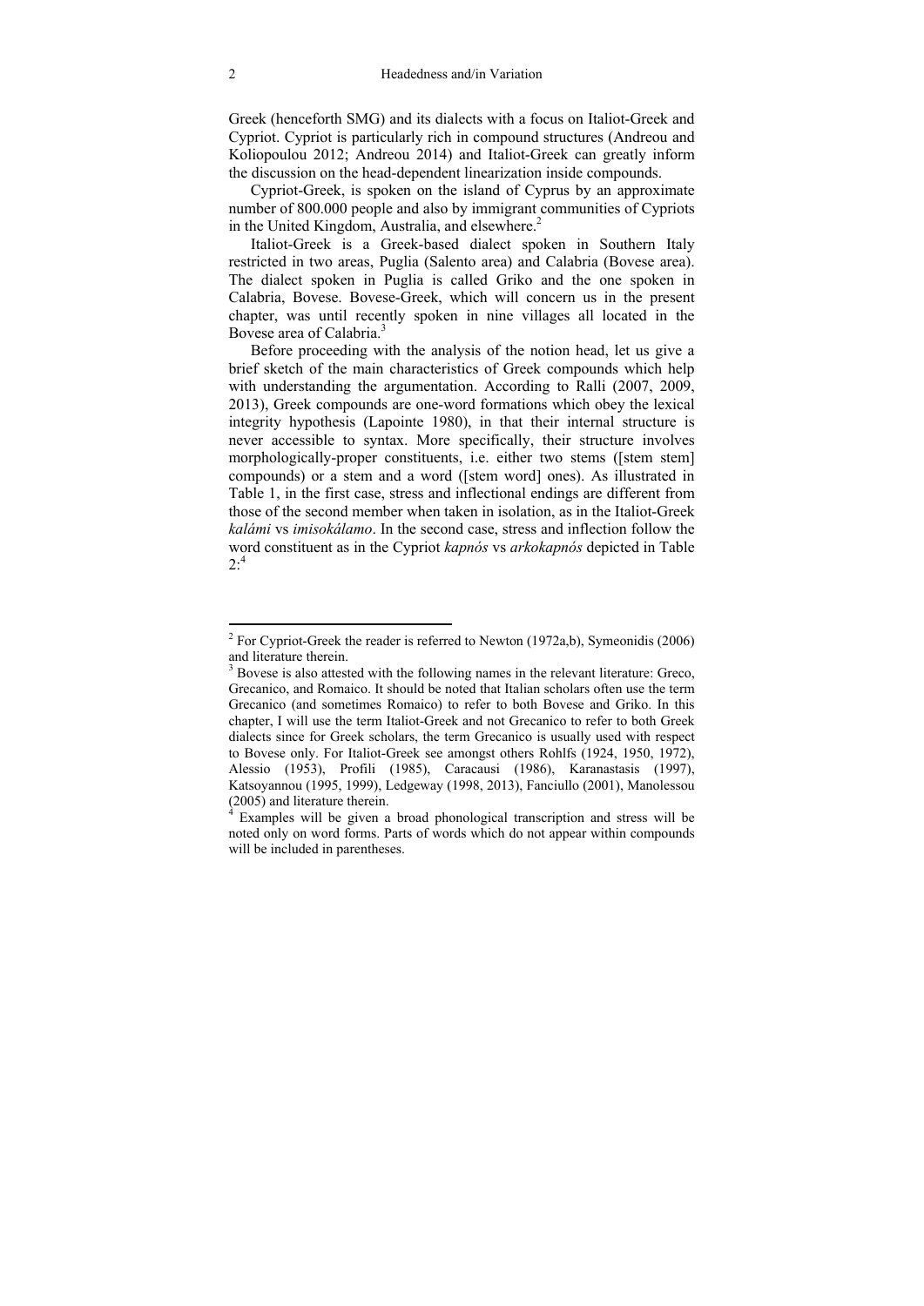Greek (henceforth SMG) and its dialects with a focus on Italiot-Greek and Cypriot. Cypriot is particularly rich in compound structures (Andreou and Koliopoulou 2012; Andreou 2014) and Italiot-Greek can greatly inform the discussion on the head-dependent linearization inside compounds.

Cypriot-Greek, is spoken on the island of Cyprus by an approximate number of 800.000 people and also by immigrant communities of Cypriots in the United Kingdom, Australia, and elsewhere.[2]

Italiot-Greek is a Greek-based dialect spoken in Southern Italy restricted in two areas, Puglia (Salento area) and Calabria (Bovese area). The dialect spoken in Puglia is called Griko and the one spoken in Calabria, Bovese. Bovese-Greek, which will concern us in the present chapter, was until recently spoken in nine villages all located in the Bovese area of Calabria.[3]

Before proceeding with the analysis of the notion head, let us give a brief sketch of the main characteristics of Greek compounds which help with understanding the argumentation. According to Ralli (2007, 2009, 2013), Greek compounds are one-word formations which obey the lexical integrity hypothesis (Lapointe 1980), in that their internal structure is never accessible to syntax. More specifically, their structure involves morphologically-proper constituents, i.e. either two stems ([stem stem] compounds) or a stem and a word ([stem word] ones). As illustrated in Table 1, in the first case, stress and inflectional endings are different from those of the second member when taken in isolation, as in the Italiot-Greek *kalámi* vs *imisokálamo*. In the second case, stress and inflection follow the word constituent as in the Cypriot *kapnós* vs *arkokapnós* depicted in Table 2:[4]

---

[2] For Cypriot-Greek the reader is referred to Newton (1972a,b), Symeonidis (2006) and literature therein.

[3] Bovese is also attested with the following names in the relevant literature: Greco, Grecanico, and Romaico. It should be noted that Italian scholars often use the term Grecanico (and sometimes Romaico) to refer to both Bovese and Griko. In this chapter, I will use the term Italiot-Greek and not Grecanico to refer to both Greek dialects since for Greek scholars, the term Grecanico is usually used with respect to Bovese only. For Italiot-Greek see amongst others Rohlfs (1924, 1950, 1972), Alessio (1953), Profili (1985), Caracausi (1986), Karanastasis (1997), Katsoyannou (1995, 1999), Ledgeway (1998, 2013), Fanciullo (2001), Manolessou (2005) and literature therein.

[4] Examples will be given a broad phonological transcription and stress will be noted only on word forms. Parts of words which do not appear within compounds will be included in parentheses.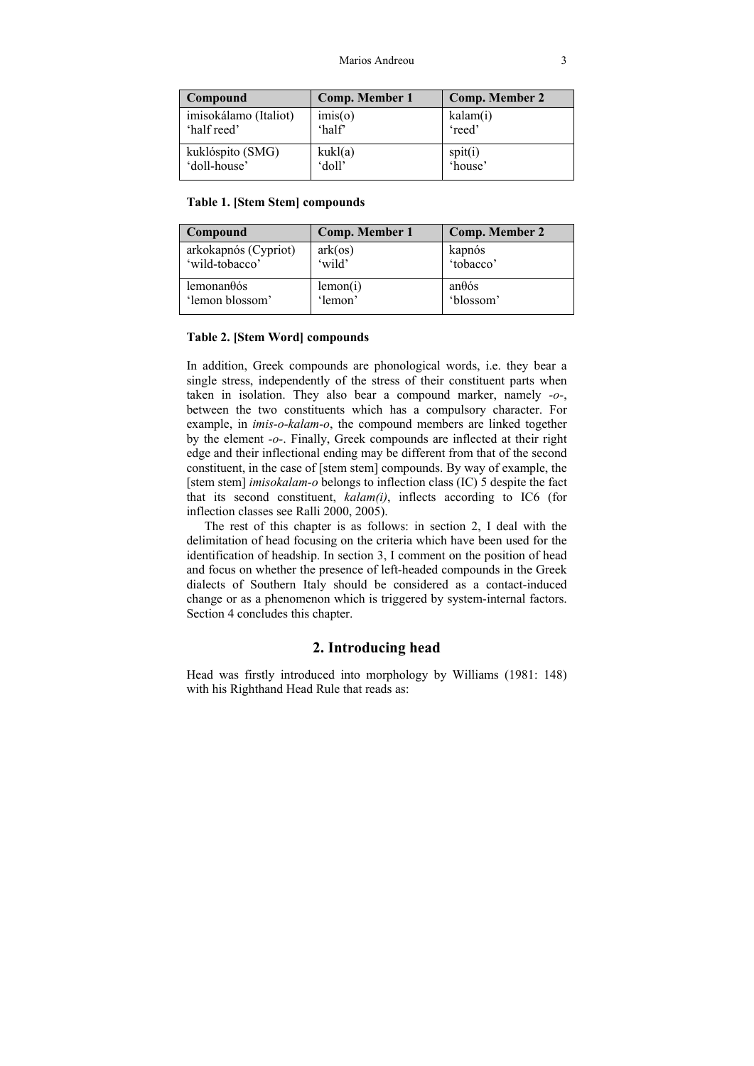| Compound | Comp. Member 1 | Comp. Member 2 |
|---|---|---|
| imisokálamo (Italiot) 'half reed' | imis(o) 'half' | kalam(i) 'reed' |
| kuklóspito (SMG) 'doll-house' | kukl(a) 'doll' | spit(i) 'house' |

**Table 1. [Stem Stem] compounds**

| Compound | Comp. Member 1 | Comp. Member 2 |
|---|---|---|
| arkokapnós (Cypriot) 'wild-tobacco' | ark(os) 'wild' | kapnós 'tobacco' |
| lemonanθós 'lemon blossom' | lemon(i) 'lemon' | anθós 'blossom' |

**Table 2. [Stem Word] compounds**

In addition, Greek compounds are phonological words, i.e. they bear a single stress, independently of the stress of their constituent parts when taken in isolation. They also bear a compound marker, namely *-o-*, between the two constituents which has a compulsory character. For example, in *imis-o-kalam-o*, the compound members are linked together by the element *-o-*. Finally, Greek compounds are inflected at their right edge and their inflectional ending may be different from that of the second constituent, in the case of [stem stem] compounds. By way of example, the [stem stem] *imisokalam-o* belongs to inflection class (IC) 5 despite the fact that its second constituent, *kalam(i)*, inflects according to IC6 (for inflection classes see Ralli 2000, 2005).

The rest of this chapter is as follows: in section 2, I deal with the delimitation of head focusing on the criteria which have been used for the identification of headship. In section 3, I comment on the position of head and focus on whether the presence of left-headed compounds in the Greek dialects of Southern Italy should be considered as a contact-induced change or as a phenomenon which is triggered by system-internal factors. Section 4 concludes this chapter.

## 2. Introducing head

Head was firstly introduced into morphology by Williams (1981: 148) with his Righthand Head Rule that reads as: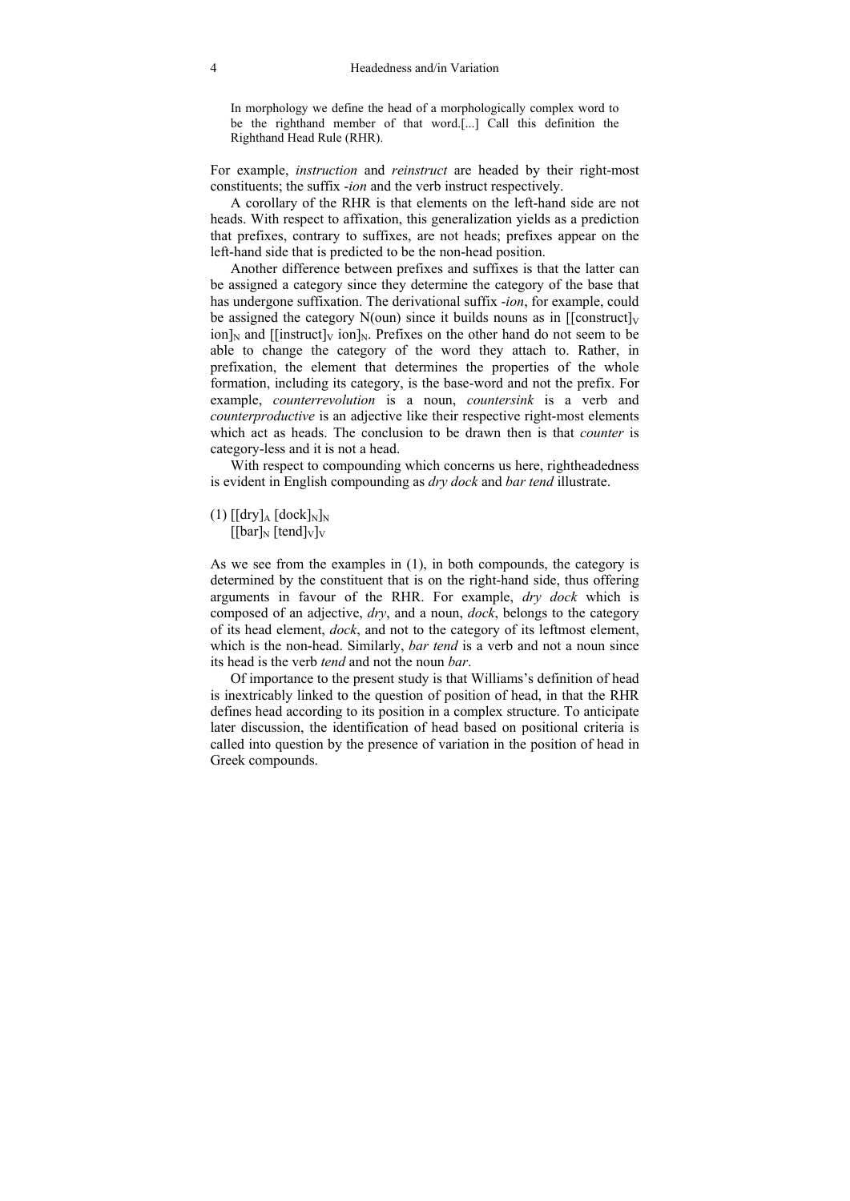> In morphology we define the head of a morphologically complex word to be the righthand member of that word.[...] Call this definition the Righthand Head Rule (RHR).

For example, *instruction* and *reinstruct* are headed by their right-most constituents; the suffix -*ion* and the verb instruct respectively.

A corollary of the RHR is that elements on the left-hand side are not heads. With respect to affixation, this generalization yields as a prediction that prefixes, contrary to suffixes, are not heads; prefixes appear on the left-hand side that is predicted to be the non-head position.

Another difference between prefixes and suffixes is that the latter can be assigned a category since they determine the category of the base that has undergone suffixation. The derivational suffix -*ion*, for example, could be assigned the category N(oun) since it builds nouns as in $[[\text{construct}]_V \text{ ion}]_N$ and $[[\text{instruct}]_V \text{ ion}]_N$. Prefixes on the other hand do not seem to be able to change the category of the word they attach to. Rather, in prefixation, the element that determines the properties of the whole formation, including its category, is the base-word and not the prefix. For example, *counterrevolution* is a noun, *countersink* is a verb and *counterproductive* is an adjective like their respective right-most elements which act as heads. The conclusion to be drawn then is that *counter* is category-less and it is not a head.

With respect to compounding which concerns us here, rightheadedness is evident in English compounding as *dry dock* and *bar tend* illustrate.

(1) $[[\text{dry}]_A \ [\text{dock}]_N]_N$
$[[\text{bar}]_N \ [\text{tend}]_V]_V$

As we see from the examples in (1), in both compounds, the category is determined by the constituent that is on the right-hand side, thus offering arguments in favour of the RHR. For example, *dry dock* which is composed of an adjective, *dry*, and a noun, *dock*, belongs to the category of its head element, *dock*, and not to the category of its leftmost element, which is the non-head. Similarly, *bar tend* is a verb and not a noun since its head is the verb *tend* and not the noun *bar*.

Of importance to the present study is that Williams's definition of head is inextricably linked to the question of position of head, in that the RHR defines head according to its position in a complex structure. To anticipate later discussion, the identification of head based on positional criteria is called into question by the presence of variation in the position of head in Greek compounds.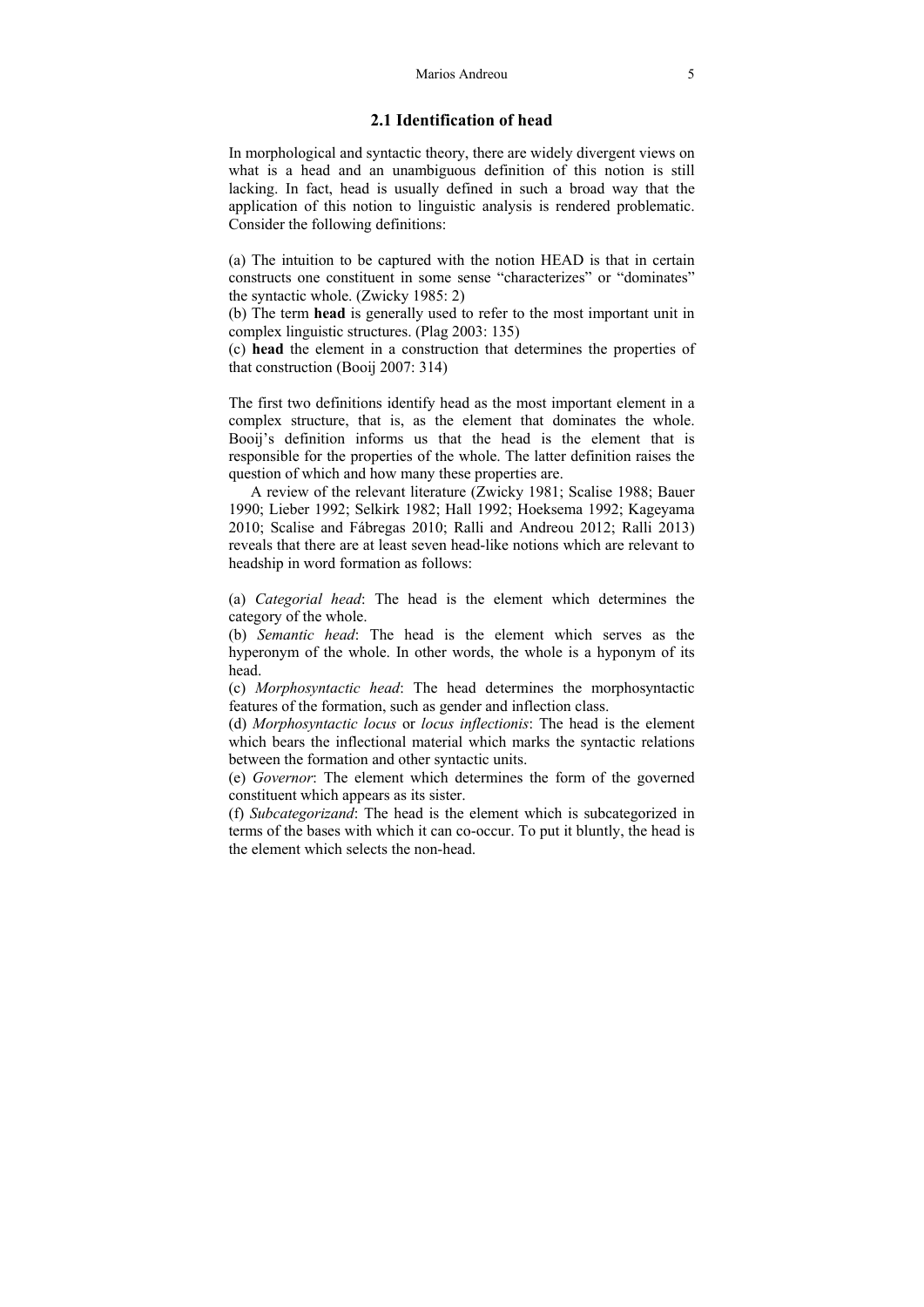## 2.1 Identification of head

In morphological and syntactic theory, there are widely divergent views on what is a head and an unambiguous definition of this notion is still lacking. In fact, head is usually defined in such a broad way that the application of this notion to linguistic analysis is rendered problematic. Consider the following definitions:

(a) The intuition to be captured with the notion HEAD is that in certain constructs one constituent in some sense "characterizes" or "dominates" the syntactic whole. (Zwicky 1985: 2)
(b) The term **head** is generally used to refer to the most important unit in complex linguistic structures. (Plag 2003: 135)
(c) **head** the element in a construction that determines the properties of that construction (Booij 2007: 314)

The first two definitions identify head as the most important element in a complex structure, that is, as the element that dominates the whole. Booij's definition informs us that the head is the element that is responsible for the properties of the whole. The latter definition raises the question of which and how many these properties are.

A review of the relevant literature (Zwicky 1981; Scalise 1988; Bauer 1990; Lieber 1992; Selkirk 1982; Hall 1992; Hoeksema 1992; Kageyama 2010; Scalise and Fábregas 2010; Ralli and Andreou 2012; Ralli 2013) reveals that there are at least seven head-like notions which are relevant to headship in word formation as follows:

(a) *Categorial head*: The head is the element which determines the category of the whole.
(b) *Semantic head*: The head is the element which serves as the hyperonym of the whole. In other words, the whole is a hyponym of its head.
(c) *Morphosyntactic head*: The head determines the morphosyntactic features of the formation, such as gender and inflection class.
(d) *Morphosyntactic locus* or *locus inflectionis*: The head is the element which bears the inflectional material which marks the syntactic relations between the formation and other syntactic units.
(e) *Governor*: The element which determines the form of the governed constituent which appears as its sister.
(f) *Subcategorizand*: The head is the element which is subcategorized in terms of the bases with which it can co-occur. To put it bluntly, the head is the element which selects the non-head.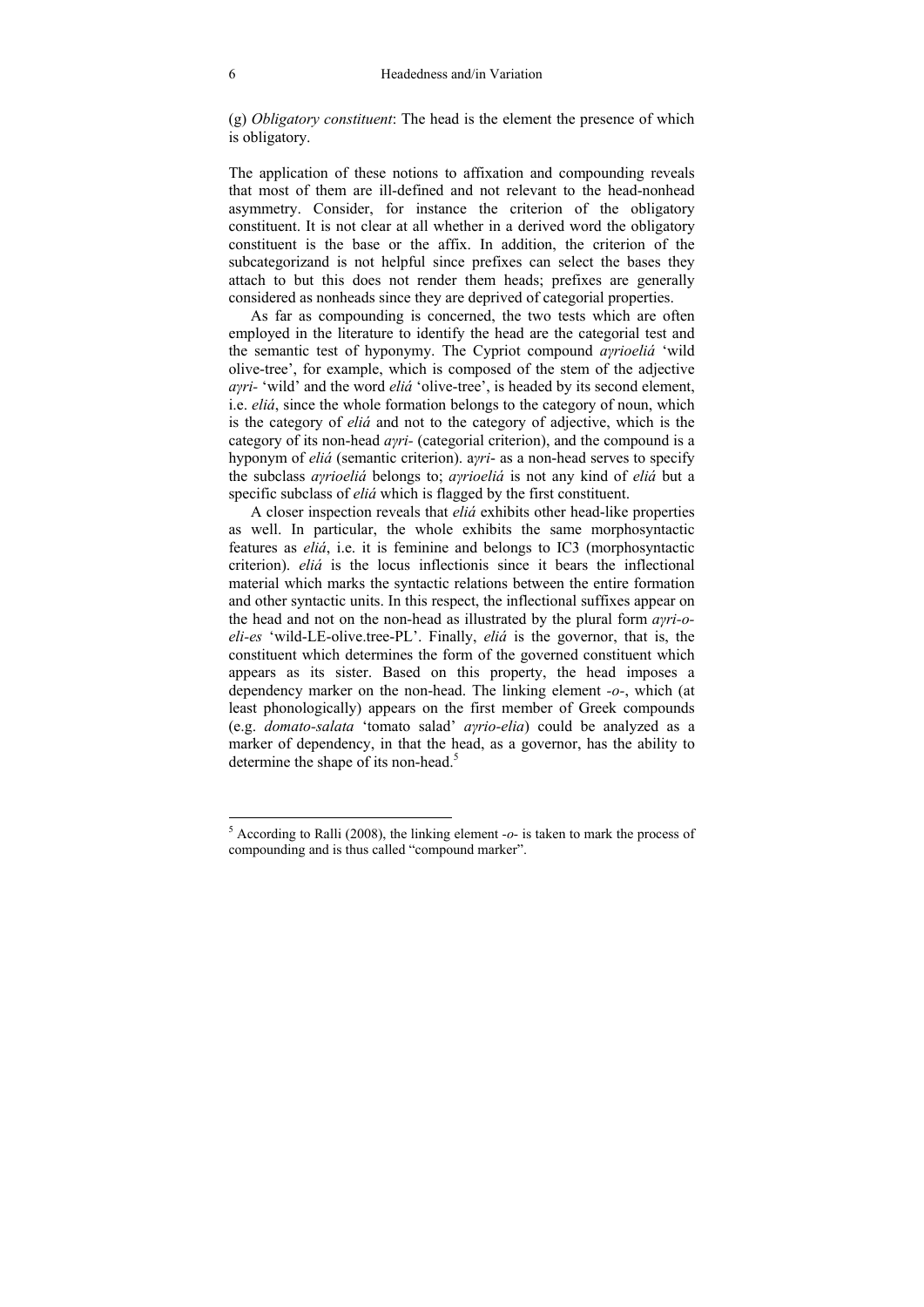(g) *Obligatory constituent*: The head is the element the presence of which is obligatory.

The application of these notions to affixation and compounding reveals that most of them are ill-defined and not relevant to the head-nonhead asymmetry. Consider, for instance the criterion of the obligatory constituent. It is not clear at all whether in a derived word the obligatory constituent is the base or the affix. In addition, the criterion of the subcategorizand is not helpful since prefixes can select the bases they attach to but this does not render them heads; prefixes are generally considered as nonheads since they are deprived of categorial properties.

As far as compounding is concerned, the two tests which are often employed in the literature to identify the head are the categorial test and the semantic test of hyponymy. The Cypriot compound *aγrioeliá* 'wild olive-tree', for example, which is composed of the stem of the adjective *aγri-* 'wild' and the word *eliá* 'olive-tree', is headed by its second element, i.e. *eliá*, since the whole formation belongs to the category of noun, which is the category of *eliá* and not to the category of adjective, which is the category of its non-head *aγri-* (categorial criterion), and the compound is a hyponym of *eliá* (semantic criterion). a*γri-* as a non-head serves to specify the subclass *aγrioeliá* belongs to; *aγrioeliá* is not any kind of *eliá* but a specific subclass of *eliá* which is flagged by the first constituent.

A closer inspection reveals that *eliá* exhibits other head-like properties as well. In particular, the whole exhibits the same morphosyntactic features as *eliá*, i.e. it is feminine and belongs to IC3 (morphosyntactic criterion). *eliá* is the locus inflectionis since it bears the inflectional material which marks the syntactic relations between the entire formation and other syntactic units. In this respect, the inflectional suffixes appear on the head and not on the non-head as illustrated by the plural form *aγri-o-eli-es* 'wild-LE-olive.tree-PL'. Finally, *eliá* is the governor, that is, the constituent which determines the form of the governed constituent which appears as its sister. Based on this property, the head imposes a dependency marker on the non-head. The linking element *-o-*, which (at least phonologically) appears on the first member of Greek compounds (e.g. *domato-salata* 'tomato salad' *aγrio-elia*) could be analyzed as a marker of dependency, in that the head, as a governor, has the ability to determine the shape of its non-head.[5]

---

[5] According to Ralli (2008), the linking element *-o-* is taken to mark the process of compounding and is thus called "compound marker".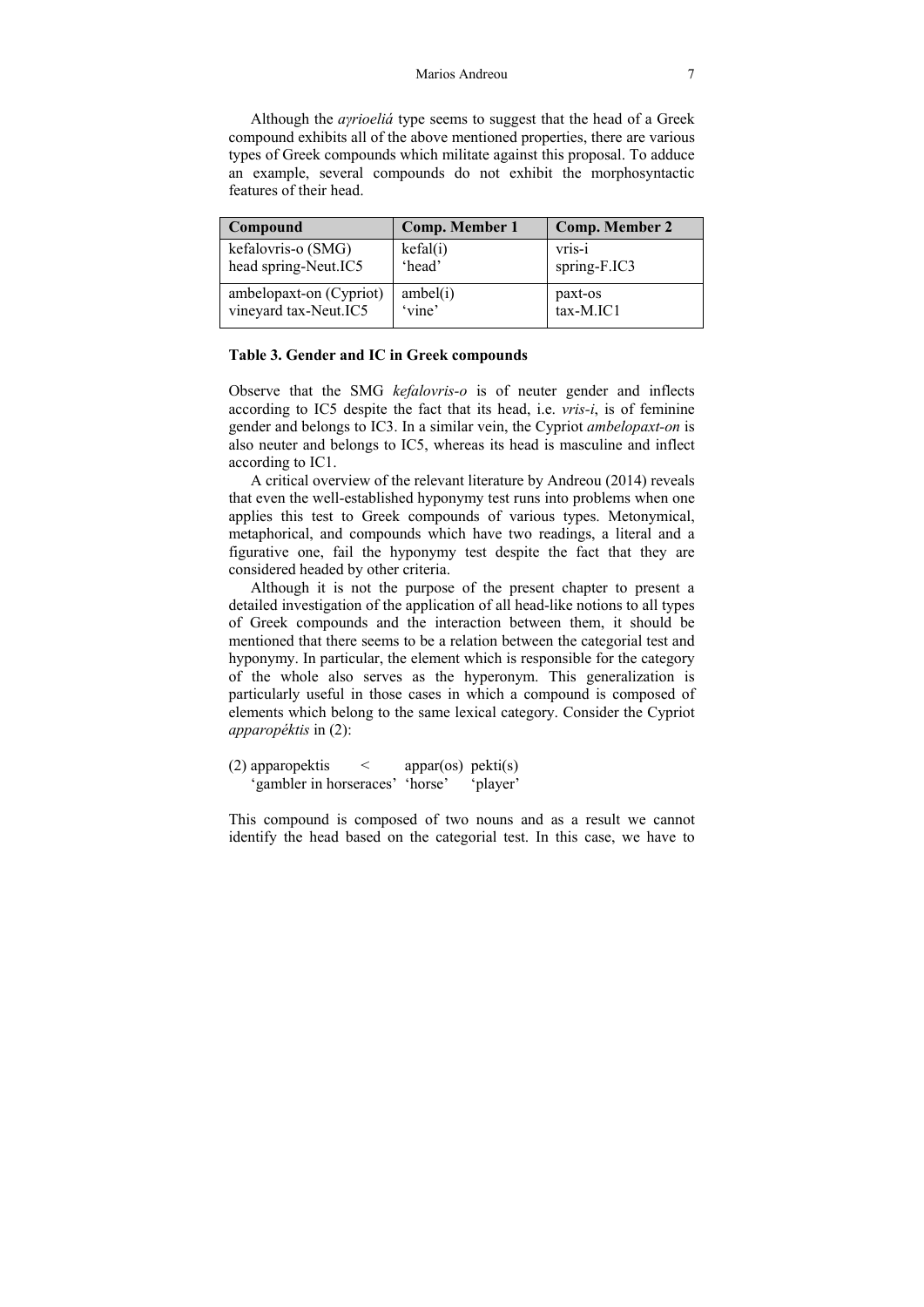Although the *aγrioeliá* type seems to suggest that the head of a Greek compound exhibits all of the above mentioned properties, there are various types of Greek compounds which militate against this proposal. To adduce an example, several compounds do not exhibit the morphosyntactic features of their head.

| Compound | Comp. Member 1 | Comp. Member 2 |
|---|---|---|
| kefalovris-o (SMG)<br>head spring-Neut.IC5 | kefal(i)<br>'head' | vris-i<br>spring-F.IC3 |
| ambelopaxt-on (Cypriot)<br>vineyard tax-Neut.IC5 | ambel(i)<br>'vine' | paxt-os<br>tax-M.IC1 |

**Table 3. Gender and IC in Greek compounds**

Observe that the SMG *kefalovris-o* is of neuter gender and inflects according to IC5 despite the fact that its head, i.e. *vris-i*, is of feminine gender and belongs to IC3. In a similar vein, the Cypriot *ambelopaxt-on* is also neuter and belongs to IC5, whereas its head is masculine and inflect according to IC1.

A critical overview of the relevant literature by Andreou (2014) reveals that even the well-established hyponymy test runs into problems when one applies this test to Greek compounds of various types. Metonymical, metaphorical, and compounds which have two readings, a literal and a figurative one, fail the hyponymy test despite the fact that they are considered headed by other criteria.

Although it is not the purpose of the present chapter to present a detailed investigation of the application of all head-like notions to all types of Greek compounds and the interaction between them, it should be mentioned that there seems to be a relation between the categorial test and hyponymy. In particular, the element which is responsible for the category of the whole also serves as the hyperonym. This generalization is particularly useful in those cases in which a compound is composed of elements which belong to the same lexical category. Consider the Cypriot *apparopéktis* in (2):

(2) apparopektis < appar(os) pekti(s)
'gambler in horseraces' 'horse' 'player'

This compound is composed of two nouns and as a result we cannot identify the head based on the categorial test. In this case, we have to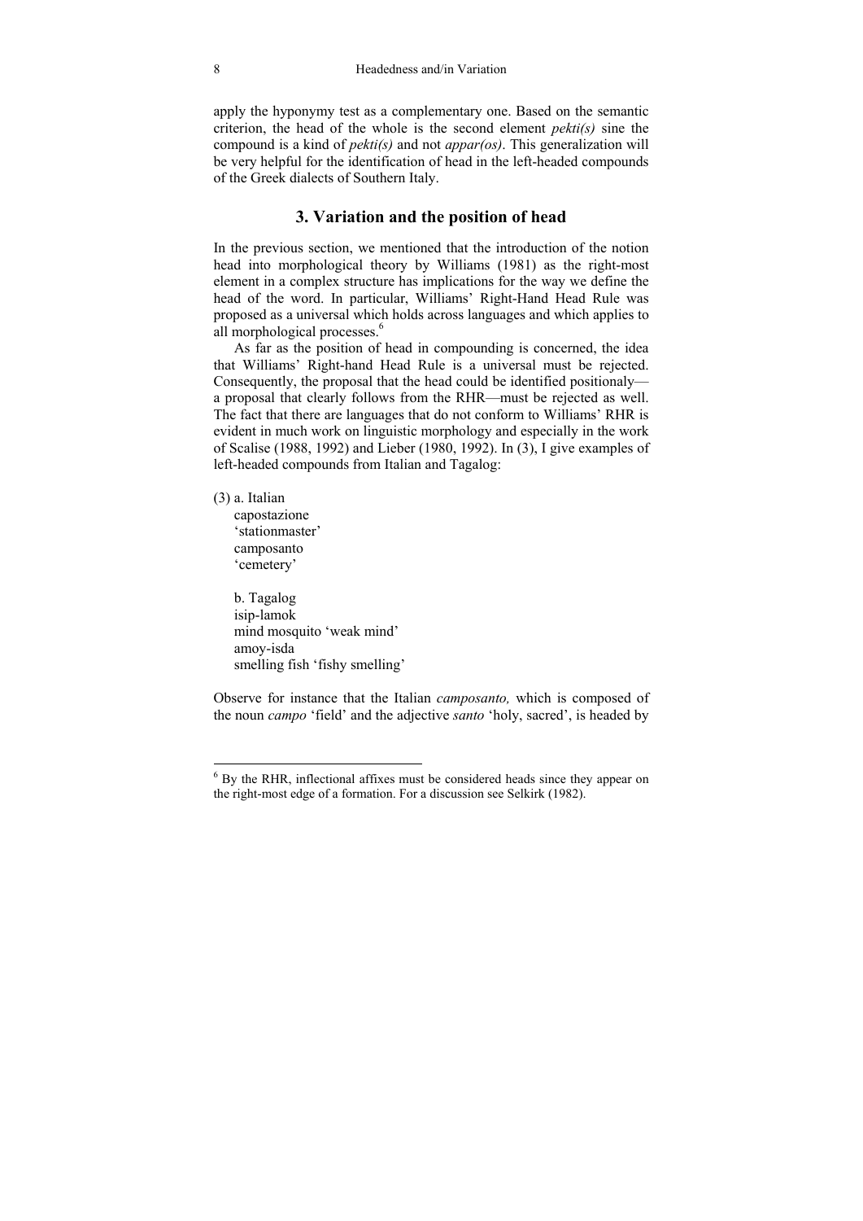apply the hyponymy test as a complementary one. Based on the semantic criterion, the head of the whole is the second element *pekti(s)* sine the compound is a kind of *pekti(s)* and not *appar(os)*. This generalization will be very helpful for the identification of head in the left-headed compounds of the Greek dialects of Southern Italy.

## 3. Variation and the position of head

In the previous section, we mentioned that the introduction of the notion head into morphological theory by Williams (1981) as the right-most element in a complex structure has implications for the way we define the head of the word. In particular, Williams' Right-Hand Head Rule was proposed as a universal which holds across languages and which applies to all morphological processes.[6]

As far as the position of head in compounding is concerned, the idea that Williams' Right-hand Head Rule is a universal must be rejected. Consequently, the proposal that the head could be identified positionaly—a proposal that clearly follows from the RHR—must be rejected as well. The fact that there are languages that do not conform to Williams' RHR is evident in much work on linguistic morphology and especially in the work of Scalise (1988, 1992) and Lieber (1980, 1992). In (3), I give examples of left-headed compounds from Italian and Tagalog:

(3) a. Italian
capostazione
'stationmaster'
camposanto
'cemetery'

b. Tagalog
isip-lamok
mind mosquito 'weak mind'
amoy-isda
smelling fish 'fishy smelling'

Observe for instance that the Italian *camposanto,* which is composed of the noun *campo* 'field' and the adjective *santo* 'holy, sacred', is headed by

[6] By the RHR, inflectional affixes must be considered heads since they appear on the right-most edge of a formation. For a discussion see Selkirk (1982).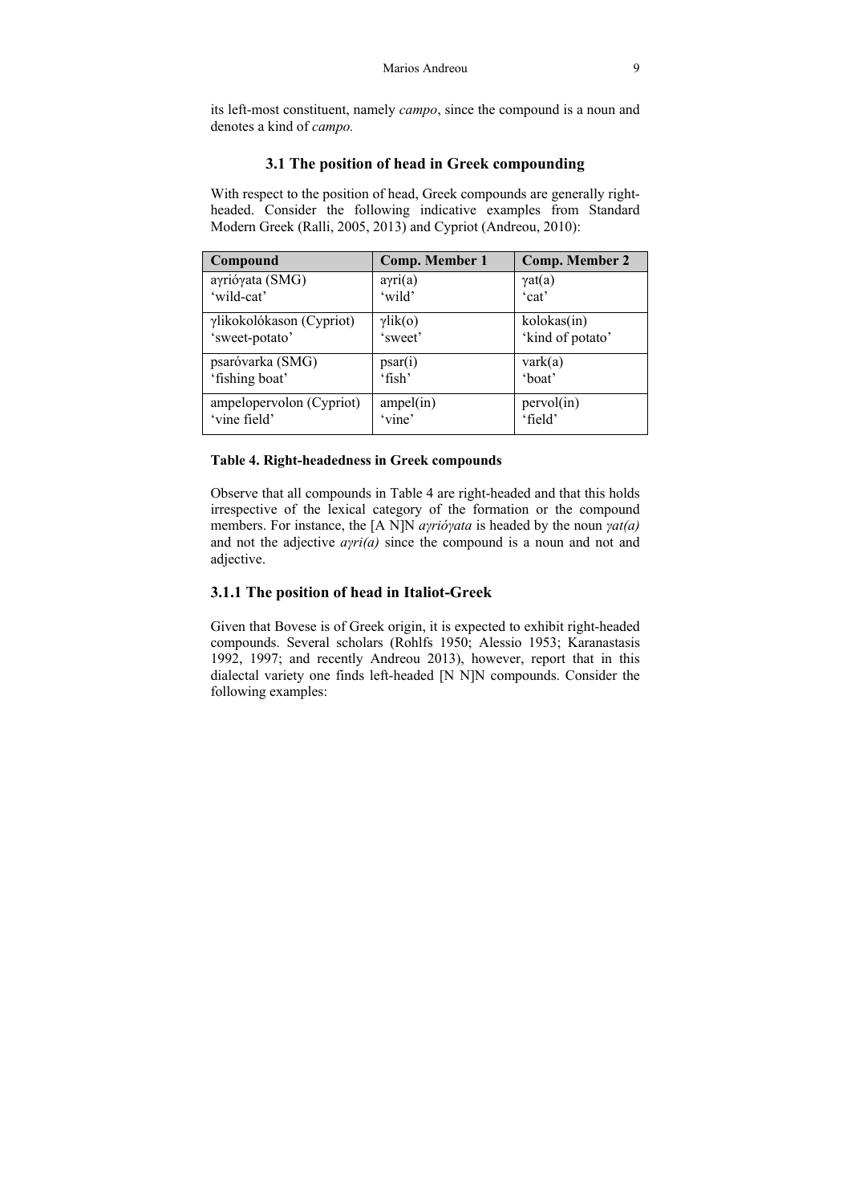its left-most constituent, namely *campo*, since the compound is a noun and denotes a kind of *campo.*

### 3.1 The position of head in Greek compounding

With respect to the position of head, Greek compounds are generally right-headed. Consider the following indicative examples from Standard Modern Greek (Ralli, 2005, 2013) and Cypriot (Andreou, 2010):

| Compound | Comp. Member 1 | Comp. Member 2 |
|---|---|---|
| aγrióγata (SMG)<br>'wild-cat' | aγri(a)<br>'wild' | γat(a)<br>'cat' |
| γlikokolókason (Cypriot)<br>'sweet-potato' | γlik(o)<br>'sweet' | kolokas(in)<br>'kind of potato' |
| psaróvarka (SMG)<br>'fishing boat' | psar(i)<br>'fish' | vark(a)<br>'boat' |
| ampelopervolon (Cypriot)<br>'vine field' | ampel(in)<br>'vine' | pervol(in)<br>'field' |

**Table 4. Right-headedness in Greek compounds**

Observe that all compounds in Table 4 are right-headed and that this holds irrespective of the lexical category of the formation or the compound members. For instance, the [A N]N *aγrióγata* is headed by the noun *γat(a)* and not the adjective *aγri(a)* since the compound is a noun and not and adjective.

### 3.1.1 The position of head in Italiot-Greek

Given that Bovese is of Greek origin, it is expected to exhibit right-headed compounds. Several scholars (Rohlfs 1950; Alessio 1953; Karanastasis 1992, 1997; and recently Andreou 2013), however, report that in this dialectal variety one finds left-headed [N N]N compounds. Consider the following examples: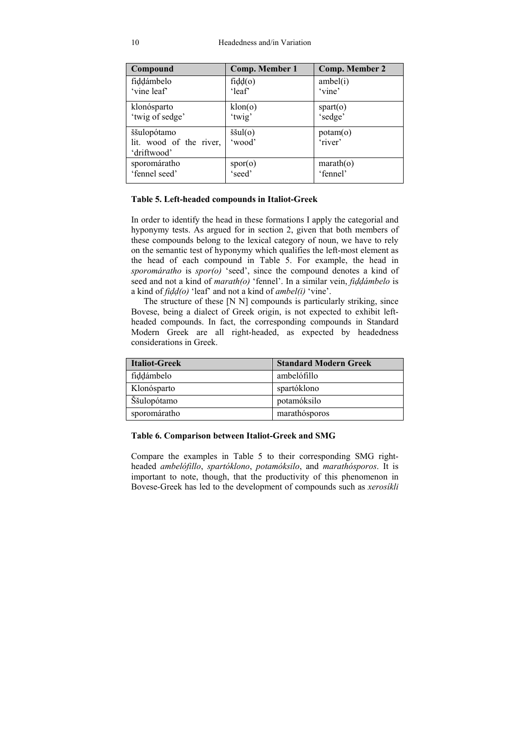| Compound | Comp. Member 1 | Comp. Member 2 |
|---|---|---|
| fiḍḍámbelo<br>'vine leaf' | fiḍḍ(o)<br>'leaf' | ambel(i)<br>'vine' |
| klonósparto<br>'twig of sedge' | klon(o)<br>'twig' | spart(o)<br>'sedge' |
| ššulopótamo<br>lit. wood of the river, 'driftwood' | ššul(o)<br>'wood' | potam(o)<br>'river' |
| sporomáratho<br>'fennel seed' | spor(o)<br>'seed' | marath(o)<br>'fennel' |

**Table 5. Left-headed compounds in Italiot-Greek**

In order to identify the head in these formations I apply the categorial and hyponymy tests. As argued for in section 2, given that both members of these compounds belong to the lexical category of noun, we have to rely on the semantic test of hyponymy which qualifies the left-most element as the head of each compound in Table 5. For example, the head in *sporomáratho* is *spor(o)* 'seed', since the compound denotes a kind of seed and not a kind of *marath(o)* 'fennel'. In a similar vein, *fiḍḍámbelo* is a kind of *fiḍḍ(o)* 'leaf' and not a kind of *ambel(i)* 'vine'.

The structure of these [N N] compounds is particularly striking, since Bovese, being a dialect of Greek origin, is not expected to exhibit left-headed compounds. In fact, the corresponding compounds in Standard Modern Greek are all right-headed, as expected by headedness considerations in Greek.

| Italiot-Greek | Standard Modern Greek |
|---|---|
| fiḍḍámbelo | ambelófillo |
| Klonósparto | spartóklono |
| Ššulopótamo | potamóksilo |
| sporomáratho | marathósporos |

**Table 6. Comparison between Italiot-Greek and SMG**

Compare the examples in Table 5 to their corresponding SMG right-headed *ambelófillo*, *spartóklono*, *potamóksilo*, and *marathósporos*. It is important to note, though, that the productivity of this phenomenon in Bovese-Greek has led to the development of compounds such as *xerosíkli*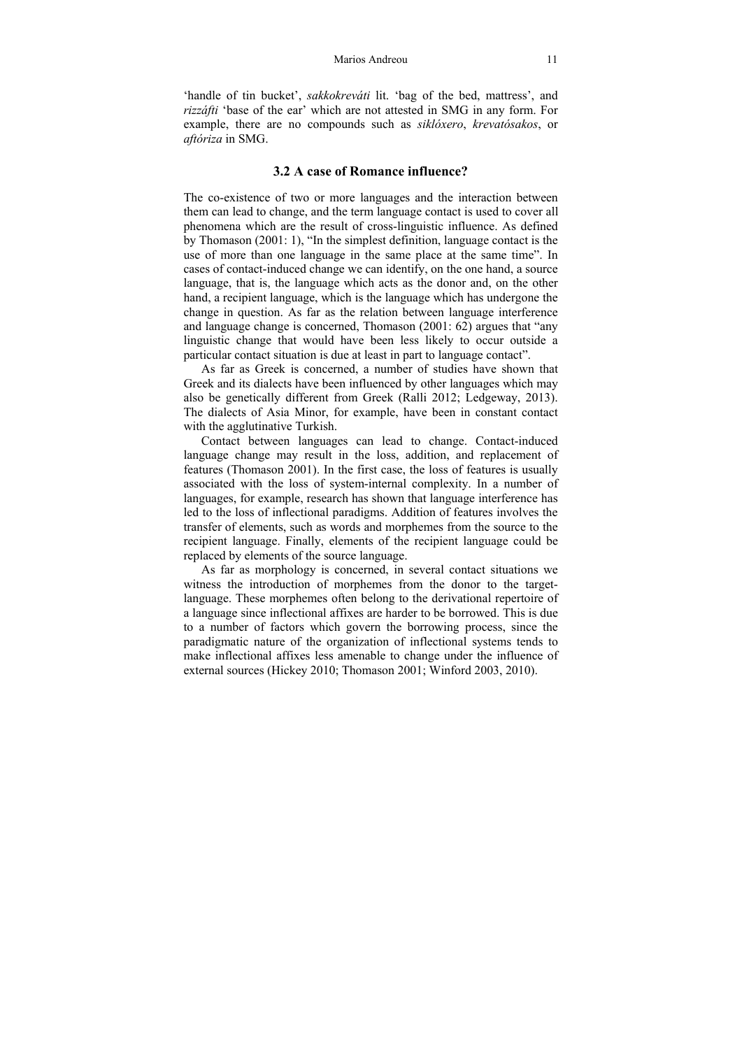'handle of tin bucket', *sakkokreváti* lit. 'bag of the bed, mattress', and *rizzáfti* 'base of the ear' which are not attested in SMG in any form. For example, there are no compounds such as *siklóxero*, *krevatósakos*, or *aftóriza* in SMG.

### 3.2 A case of Romance influence?

The co-existence of two or more languages and the interaction between them can lead to change, and the term language contact is used to cover all phenomena which are the result of cross-linguistic influence. As defined by Thomason (2001: 1), "In the simplest definition, language contact is the use of more than one language in the same place at the same time". In cases of contact-induced change we can identify, on the one hand, a source language, that is, the language which acts as the donor and, on the other hand, a recipient language, which is the language which has undergone the change in question. As far as the relation between language interference and language change is concerned, Thomason (2001: 62) argues that "any linguistic change that would have been less likely to occur outside a particular contact situation is due at least in part to language contact".

As far as Greek is concerned, a number of studies have shown that Greek and its dialects have been influenced by other languages which may also be genetically different from Greek (Ralli 2012; Ledgeway, 2013). The dialects of Asia Minor, for example, have been in constant contact with the agglutinative Turkish.

Contact between languages can lead to change. Contact-induced language change may result in the loss, addition, and replacement of features (Thomason 2001). In the first case, the loss of features is usually associated with the loss of system-internal complexity. In a number of languages, for example, research has shown that language interference has led to the loss of inflectional paradigms. Addition of features involves the transfer of elements, such as words and morphemes from the source to the recipient language. Finally, elements of the recipient language could be replaced by elements of the source language.

As far as morphology is concerned, in several contact situations we witness the introduction of morphemes from the donor to the target-language. These morphemes often belong to the derivational repertoire of a language since inflectional affixes are harder to be borrowed. This is due to a number of factors which govern the borrowing process, since the paradigmatic nature of the organization of inflectional systems tends to make inflectional affixes less amenable to change under the influence of external sources (Hickey 2010; Thomason 2001; Winford 2003, 2010).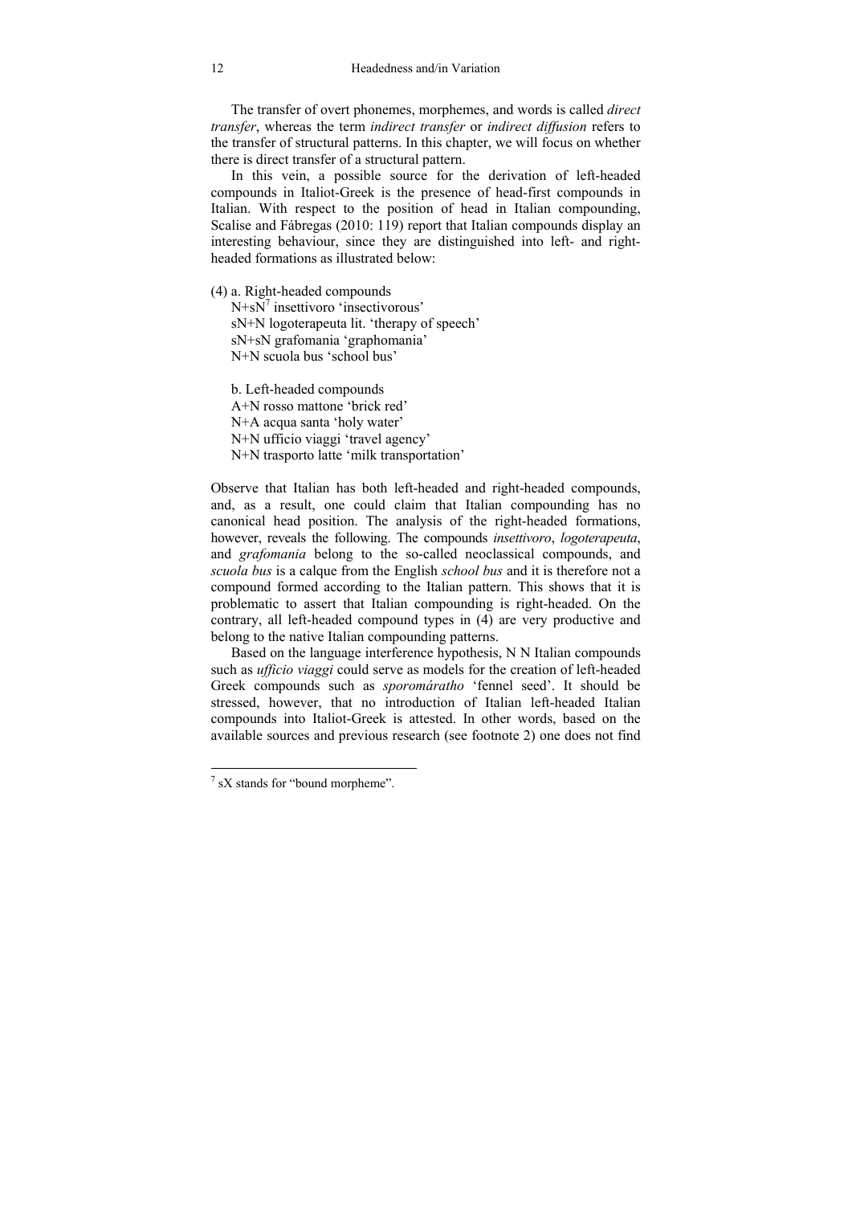The transfer of overt phonemes, morphemes, and words is called *direct transfer*, whereas the term *indirect transfer* or *indirect diffusion* refers to the transfer of structural patterns. In this chapter, we will focus on whether there is direct transfer of a structural pattern.

In this vein, a possible source for the derivation of left-headed compounds in Italiot-Greek is the presence of head-first compounds in Italian. With respect to the position of head in Italian compounding, Scalise and Fábregas (2010: 119) report that Italian compounds display an interesting behaviour, since they are distinguished into left- and right-headed formations as illustrated below:

(4) a. Right-headed compounds
N+sN[7] insettivoro 'insectivorous'
sN+N logoterapeuta lit. 'therapy of speech'
sN+sN grafomania 'graphomania'
N+N scuola bus 'school bus'

b. Left-headed compounds
A+N rosso mattone 'brick red'
N+A acqua santa 'holy water'
N+N ufficio viaggi 'travel agency'
N+N trasporto latte 'milk transportation'

Observe that Italian has both left-headed and right-headed compounds, and, as a result, one could claim that Italian compounding has no canonical head position. The analysis of the right-headed formations, however, reveals the following. The compounds *insettivoro*, *logoterapeuta*, and *grafomania* belong to the so-called neoclassical compounds, and *scuola bus* is a calque from the English *school bus* and it is therefore not a compound formed according to the Italian pattern. This shows that it is problematic to assert that Italian compounding is right-headed. On the contrary, all left-headed compound types in (4) are very productive and belong to the native Italian compounding patterns.

Based on the language interference hypothesis, N N Italian compounds such as *ufficio viaggi* could serve as models for the creation of left-headed Greek compounds such as *sporomáratho* 'fennel seed'. It should be stressed, however, that no introduction of Italian left-headed Italian compounds into Italiot-Greek is attested. In other words, based on the available sources and previous research (see footnote 2) one does not find

[7] sX stands for "bound morpheme".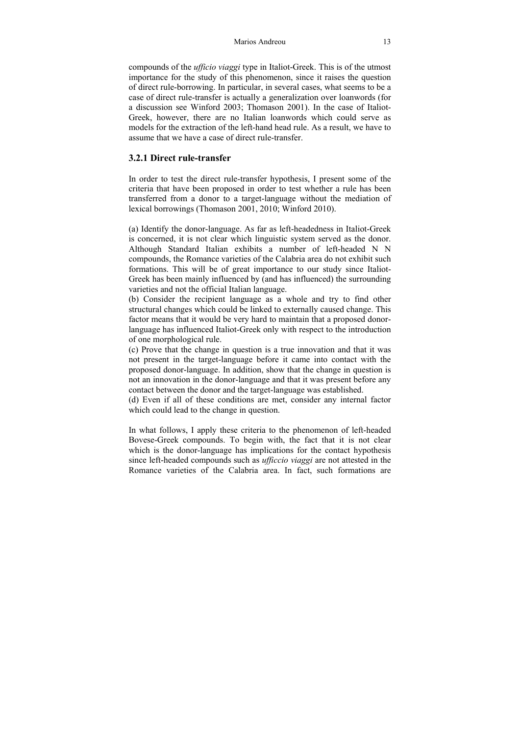compounds of the *ufficio viaggi* type in Italiot-Greek. This is of the utmost importance for the study of this phenomenon, since it raises the question of direct rule-borrowing. In particular, in several cases, what seems to be a case of direct rule-transfer is actually a generalization over loanwords (for a discussion see Winford 2003; Thomason 2001). In the case of Italiot-Greek, however, there are no Italian loanwords which could serve as models for the extraction of the left-hand head rule. As a result, we have to assume that we have a case of direct rule-transfer.

### 3.2.1 Direct rule-transfer

In order to test the direct rule-transfer hypothesis, I present some of the criteria that have been proposed in order to test whether a rule has been transferred from a donor to a target-language without the mediation of lexical borrowings (Thomason 2001, 2010; Winford 2010).

(a) Identify the donor-language. As far as left-headedness in Italiot-Greek is concerned, it is not clear which linguistic system served as the donor. Although Standard Italian exhibits a number of left-headed N N compounds, the Romance varieties of the Calabria area do not exhibit such formations. This will be of great importance to our study since Italiot-Greek has been mainly influenced by (and has influenced) the surrounding varieties and not the official Italian language.
(b) Consider the recipient language as a whole and try to find other structural changes which could be linked to externally caused change. This factor means that it would be very hard to maintain that a proposed donor-language has influenced Italiot-Greek only with respect to the introduction of one morphological rule.
(c) Prove that the change in question is a true innovation and that it was not present in the target-language before it came into contact with the proposed donor-language. In addition, show that the change in question is not an innovation in the donor-language and that it was present before any contact between the donor and the target-language was established.
(d) Even if all of these conditions are met, consider any internal factor which could lead to the change in question.

In what follows, I apply these criteria to the phenomenon of left-headed Bovese-Greek compounds. To begin with, the fact that it is not clear which is the donor-language has implications for the contact hypothesis since left-headed compounds such as *ufficcio viaggi* are not attested in the Romance varieties of the Calabria area. In fact, such formations are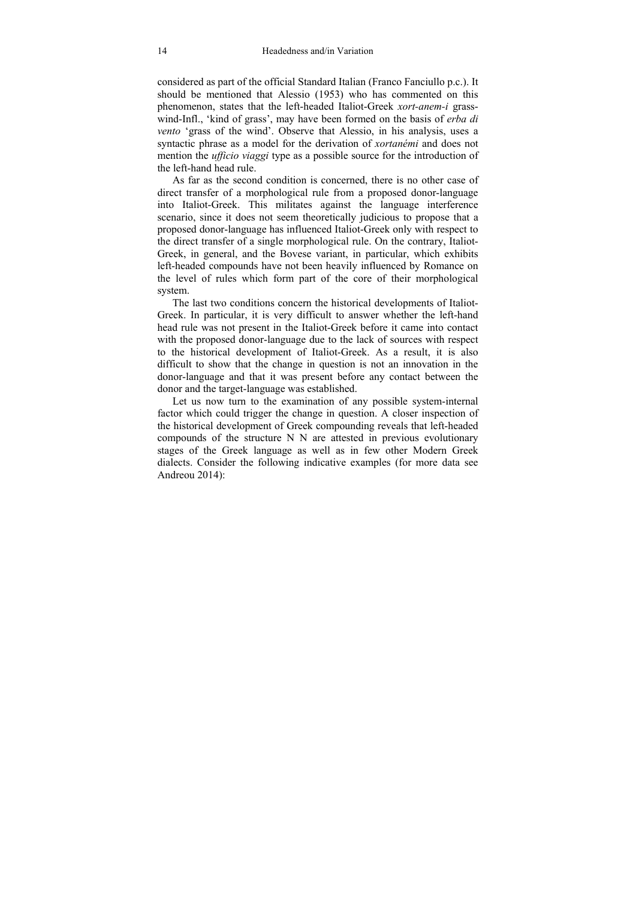considered as part of the official Standard Italian (Franco Fanciullo p.c.). It should be mentioned that Alessio (1953) who has commented on this phenomenon, states that the left-headed Italiot-Greek *xort-anem-i* grass-wind-Infl., 'kind of grass', may have been formed on the basis of *erba di vento* 'grass of the wind'. Observe that Alessio, in his analysis, uses a syntactic phrase as a model for the derivation of *xortanémi* and does not mention the *ufficio viaggi* type as a possible source for the introduction of the left-hand head rule.

As far as the second condition is concerned, there is no other case of direct transfer of a morphological rule from a proposed donor-language into Italiot-Greek. This militates against the language interference scenario, since it does not seem theoretically judicious to propose that a proposed donor-language has influenced Italiot-Greek only with respect to the direct transfer of a single morphological rule. On the contrary, Italiot-Greek, in general, and the Bovese variant, in particular, which exhibits left-headed compounds have not been heavily influenced by Romance on the level of rules which form part of the core of their morphological system.

The last two conditions concern the historical developments of Italiot-Greek. In particular, it is very difficult to answer whether the left-hand head rule was not present in the Italiot-Greek before it came into contact with the proposed donor-language due to the lack of sources with respect to the historical development of Italiot-Greek. As a result, it is also difficult to show that the change in question is not an innovation in the donor-language and that it was present before any contact between the donor and the target-language was established.

Let us now turn to the examination of any possible system-internal factor which could trigger the change in question. A closer inspection of the historical development of Greek compounding reveals that left-headed compounds of the structure N N are attested in previous evolutionary stages of the Greek language as well as in few other Modern Greek dialects. Consider the following indicative examples (for more data see Andreou 2014):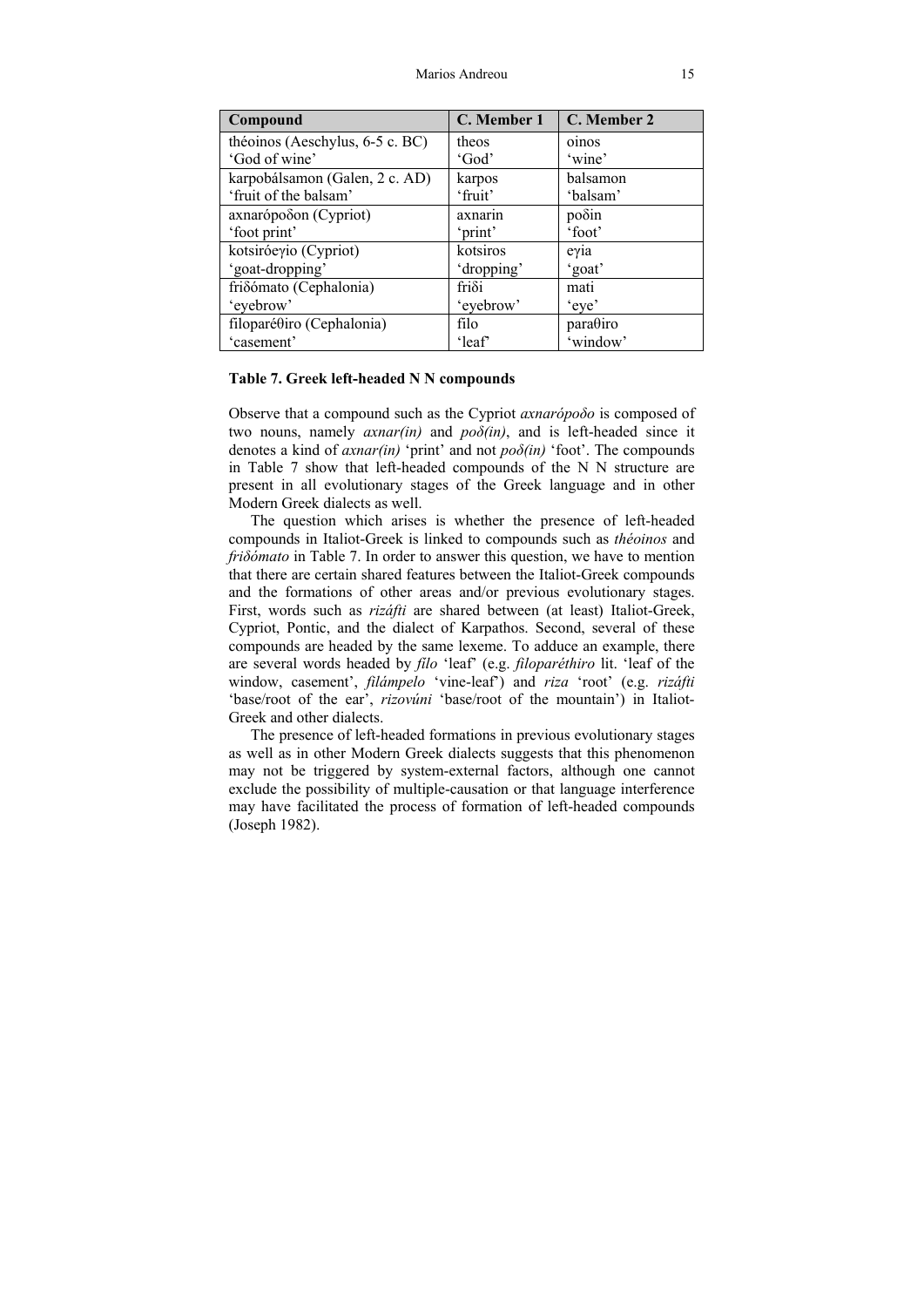| Compound | C. Member 1 | C. Member 2 |
|---|---|---|
| théoinos (Aeschylus, 6-5 c. BC)<br>'God of wine' | theos<br>'God' | oinos<br>'wine' |
| karpobálsamon (Galen, 2 c. AD)<br>'fruit of the balsam' | karpos<br>'fruit' | balsamon<br>'balsam' |
| axnarópoδon (Cypriot)<br>'foot print' | axnarin<br>'print' | poδin<br>'foot' |
| kotsiróeγio (Cypriot)<br>'goat-dropping' | kotsiros<br>'dropping' | eγia<br>'goat' |
| friδómato (Cephalonia)<br>'eyebrow' | friδi<br>'eyebrow' | mati<br>'eye' |
| filoparéθiro (Cephalonia)<br>'casement' | filo<br>'leaf' | paraθiro<br>'window' |

**Table 7. Greek left-headed N N compounds**

Observe that a compound such as the Cypriot *axnarópoδo* is composed of two nouns, namely *axnar(in)* and *poδ(in)*, and is left-headed since it denotes a kind of *axnar(in)* 'print' and not *poδ(in)* 'foot'. The compounds in Table 7 show that left-headed compounds of the N N structure are present in all evolutionary stages of the Greek language and in other Modern Greek dialects as well.

The question which arises is whether the presence of left-headed compounds in Italiot-Greek is linked to compounds such as *théoinos* and *friδómato* in Table 7. In order to answer this question, we have to mention that there are certain shared features between the Italiot-Greek compounds and the formations of other areas and/or previous evolutionary stages. First, words such as *rizáfti* are shared between (at least) Italiot-Greek, Cypriot, Pontic, and the dialect of Karpathos. Second, several of these compounds are headed by the same lexeme. To adduce an example, there are several words headed by *filo* 'leaf' (e.g. *filoparéthiro* lit. 'leaf of the window, casement', *filámpelo* 'vine-leaf') and *riza* 'root' (e.g. *rizáfti* 'base/root of the ear', *rizovúni* 'base/root of the mountain') in Italiot-Greek and other dialects.

The presence of left-headed formations in previous evolutionary stages as well as in other Modern Greek dialects suggests that this phenomenon may not be triggered by system-external factors, although one cannot exclude the possibility of multiple-causation or that language interference may have facilitated the process of formation of left-headed compounds (Joseph 1982).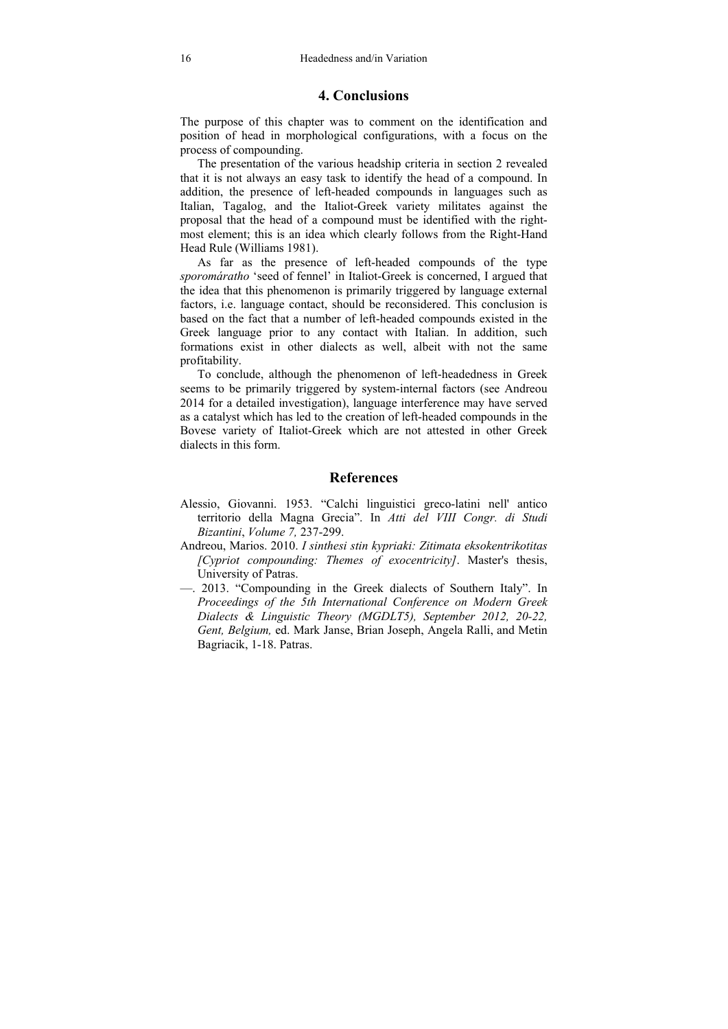## 4. Conclusions

The purpose of this chapter was to comment on the identification and position of head in morphological configurations, with a focus on the process of compounding.

The presentation of the various headship criteria in section 2 revealed that it is not always an easy task to identify the head of a compound. In addition, the presence of left-headed compounds in languages such as Italian, Tagalog, and the Italiot-Greek variety militates against the proposal that the head of a compound must be identified with the right-most element; this is an idea which clearly follows from the Right-Hand Head Rule (Williams 1981).

As far as the presence of left-headed compounds of the type *sporomáratho* 'seed of fennel' in Italiot-Greek is concerned, I argued that the idea that this phenomenon is primarily triggered by language external factors, i.e. language contact, should be reconsidered. This conclusion is based on the fact that a number of left-headed compounds existed in the Greek language prior to any contact with Italian. In addition, such formations exist in other dialects as well, albeit with not the same profitability.

To conclude, although the phenomenon of left-headedness in Greek seems to be primarily triggered by system-internal factors (see Andreou 2014 for a detailed investigation), language interference may have served as a catalyst which has led to the creation of left-headed compounds in the Bovese variety of Italiot-Greek which are not attested in other Greek dialects in this form.

## References

Alessio, Giovanni. 1953. "Calchi linguistici greco-latini nell' antico territorio della Magna Grecia". In *Atti del VIII Congr. di Studi Bizantini*, *Volume 7,* 237-299.

Andreou, Marios. 2010. *I sinthesi stin kypriaki: Zitimata eksokentrikotitas [Cypriot compounding: Themes of exocentricity]*. Master's thesis, University of Patras.

—. 2013. "Compounding in the Greek dialects of Southern Italy". In *Proceedings of the 5th International Conference on Modern Greek Dialects & Linguistic Theory (MGDLT5), September 2012, 20-22, Gent, Belgium,* ed. Mark Janse, Brian Joseph, Angela Ralli, and Metin Bagriacik, 1-18. Patras.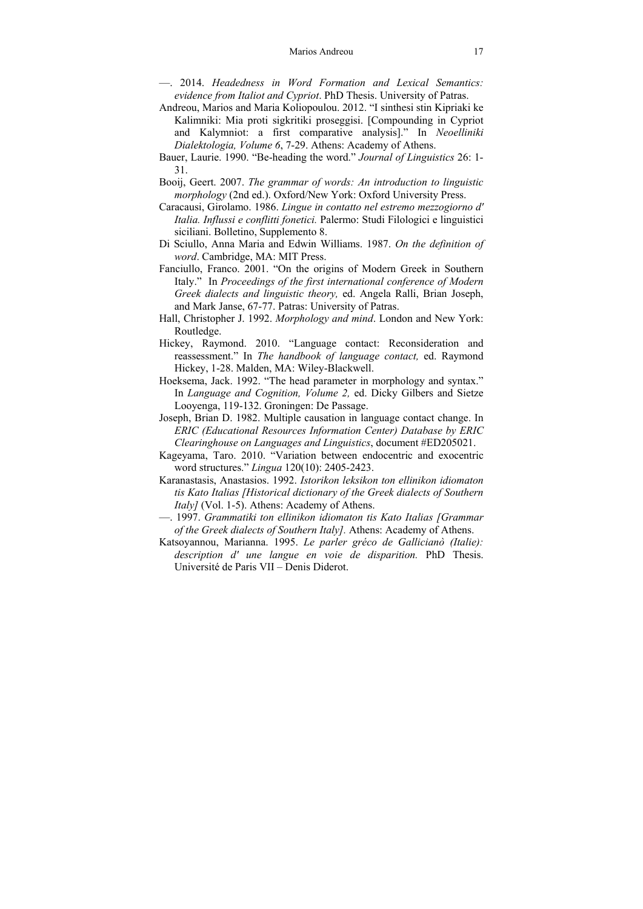—. 2014. *Headedness in Word Formation and Lexical Semantics: evidence from Italiot and Cypriot*. PhD Thesis. University of Patras.

Andreou, Marios and Maria Koliopoulou. 2012. "I sinthesi stin Kipriaki ke Kalimniki: Mia proti sigkritiki proseggisi. [Compounding in Cypriot and Kalymniot: a first comparative analysis]." In *Neoelliniki Dialektologia, Volume 6*, 7-29. Athens: Academy of Athens.

Bauer, Laurie. 1990. "Be-heading the word." *Journal of Linguistics* 26: 1-31.

Booij, Geert. 2007. *The grammar of words: An introduction to linguistic morphology* (2nd ed.). Oxford/New York: Oxford University Press.

Caracausi, Girolamo. 1986. *Lingue in contatto nel estremo mezzogiorno d' Italia. Influssi e conflitti fonetici.* Palermo: Studi Filologici e linguistici siciliani. Bolletino, Supplemento 8.

Di Sciullo, Anna Maria and Edwin Williams. 1987. *On the definition of word*. Cambridge, MA: MIT Press.

Fanciullo, Franco. 2001. "On the origins of Modern Greek in Southern Italy." In *Proceedings of the first international conference of Modern Greek dialects and linguistic theory,* ed. Angela Ralli, Brian Joseph, and Mark Janse, 67-77. Patras: University of Patras.

Hall, Christopher J. 1992. *Morphology and mind*. London and New York: Routledge.

Hickey, Raymond. 2010. "Language contact: Reconsideration and reassessment." In *The handbook of language contact,* ed. Raymond Hickey, 1-28. Malden, MA: Wiley-Blackwell.

Hoeksema, Jack. 1992. "The head parameter in morphology and syntax." In *Language and Cognition, Volume 2,* ed. Dicky Gilbers and Sietze Looyenga, 119-132. Groningen: De Passage.

Joseph, Brian D. 1982. Multiple causation in language contact change. In *ERIC (Educational Resources Information Center) Database by ERIC Clearinghouse on Languages and Linguistics*, document #ED205021.

Kageyama, Taro. 2010. "Variation between endocentric and exocentric word structures." *Lingua* 120(10): 2405-2423.

Karanastasis, Anastasios. 1992. *Istorikon leksikon ton ellinikon idiomaton tis Kato Italias [Historical dictionary of the Greek dialects of Southern Italy]* (Vol. 1-5). Athens: Academy of Athens.

—. 1997. *Grammatiki ton ellinikon idiomaton tis Kato Italias [Grammar of the Greek dialects of Southern Italy].* Athens: Academy of Athens.

Katsoyannou, Marianna. 1995. *Le parler gréco de Gallicianò (Italie): description d' une langue en voie de disparition.* PhD Thesis. Université de Paris VII – Denis Diderot.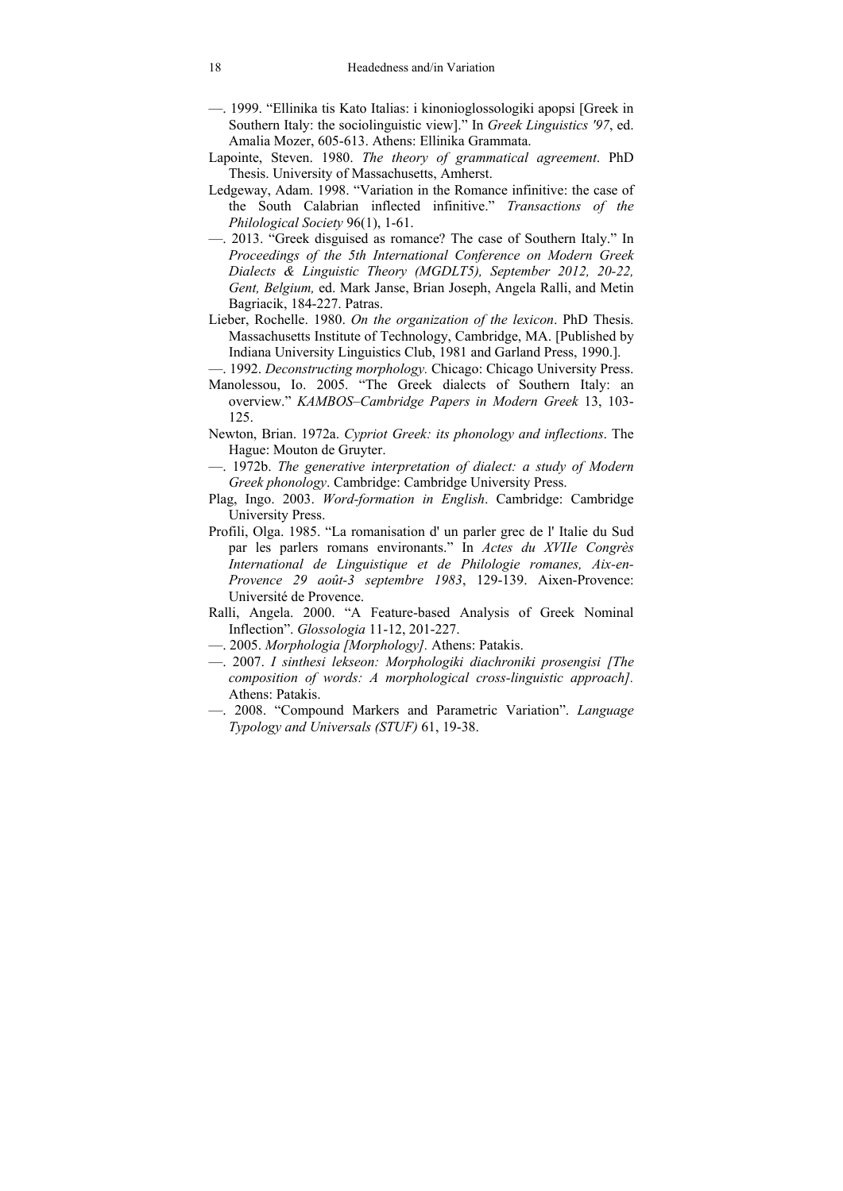—. 1999. "Ellinika tis Kato Italias: i kinonioglossologiki apopsi [Greek in Southern Italy: the sociolinguistic view]." In *Greek Linguistics '97*, ed. Amalia Mozer, 605-613. Athens: Ellinika Grammata.

Lapointe, Steven. 1980. *The theory of grammatical agreement*. PhD Thesis. University of Massachusetts, Amherst.

Ledgeway, Adam. 1998. "Variation in the Romance infinitive: the case of the South Calabrian inflected infinitive." *Transactions of the Philological Society* 96(1), 1-61.

—. 2013. "Greek disguised as romance? The case of Southern Italy." In *Proceedings of the 5th International Conference on Modern Greek Dialects & Linguistic Theory (MGDLT5), September 2012, 20-22, Gent, Belgium,* ed. Mark Janse, Brian Joseph, Angela Ralli, and Metin Bagriacik, 184-227. Patras.

Lieber, Rochelle. 1980. *On the organization of the lexicon*. PhD Thesis. Massachusetts Institute of Technology, Cambridge, MA. [Published by Indiana University Linguistics Club, 1981 and Garland Press, 1990.].

—. 1992. *Deconstructing morphology.* Chicago: Chicago University Press.

Manolessou, Io. 2005. "The Greek dialects of Southern Italy: an overview." *KAMBOS–Cambridge Papers in Modern Greek* 13, 103-125.

Newton, Brian. 1972a. *Cypriot Greek: its phonology and inflections*. The Hague: Mouton de Gruyter.

—. 1972b. *The generative interpretation of dialect: a study of Modern Greek phonology*. Cambridge: Cambridge University Press.

Plag, Ingo. 2003. *Word-formation in English*. Cambridge: Cambridge University Press.

Profili, Olga. 1985. "La romanisation d' un parler grec de l' Italie du Sud par les parlers romans environants." In *Actes du XVIIe Congrès International de Linguistique et de Philologie romanes, Aix-en-Provence 29 août-3 septembre 1983*, 129-139. Aixen-Provence: Université de Provence.

Ralli, Angela. 2000. "A Feature-based Analysis of Greek Nominal Inflection". *Glossologia* 11-12, 201-227.

—. 2005. *Morphologia [Morphology].* Athens: Patakis.

—. 2007. *I sinthesi lekseon: Morphologiki diachroniki prosengisi [The composition of words: A morphological cross-linguistic approach].* Athens: Patakis.

—. 2008. "Compound Markers and Parametric Variation". *Language Typology and Universals (STUF)* 61, 19-38.